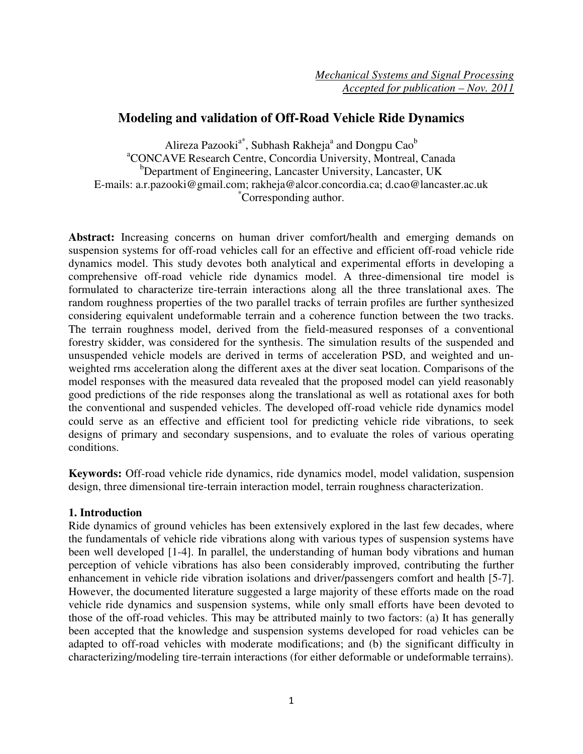*Mechanical Systems and Signal Processing*
*Accepted for publication – Nov. 2011*

# Modeling and validation of Off-Road Vehicle Ride Dynamics

Alireza Pazooki[a*], Subhash Rakheja[a] and Dongpu Cao[b]

[a]CONCAVE Research Centre, Concordia University, Montreal, Canada

[b]Department of Engineering, Lancaster University, Lancaster, UK

E-mails: a.r.pazooki@gmail.com; rakheja@alcor.concordia.ca; d.cao@lancaster.ac.uk

[*]Corresponding author.

**Abstract:** Increasing concerns on human driver comfort/health and emerging demands on suspension systems for off-road vehicles call for an effective and efficient off-road vehicle ride dynamics model. This study devotes both analytical and experimental efforts in developing a comprehensive off-road vehicle ride dynamics model. A three-dimensional tire model is formulated to characterize tire-terrain interactions along all the three translational axes. The random roughness properties of the two parallel tracks of terrain profiles are further synthesized considering equivalent undeformable terrain and a coherence function between the two tracks. The terrain roughness model, derived from the field-measured responses of a conventional forestry skidder, was considered for the synthesis. The simulation results of the suspended and unsuspended vehicle models are derived in terms of acceleration PSD, and weighted and un-weighted rms acceleration along the different axes at the diver seat location. Comparisons of the model responses with the measured data revealed that the proposed model can yield reasonably good predictions of the ride responses along the translational as well as rotational axes for both the conventional and suspended vehicles. The developed off-road vehicle ride dynamics model could serve as an effective and efficient tool for predicting vehicle ride vibrations, to seek designs of primary and secondary suspensions, and to evaluate the roles of various operating conditions.

**Keywords:** Off-road vehicle ride dynamics, ride dynamics model, model validation, suspension design, three dimensional tire-terrain interaction model, terrain roughness characterization.

## 1. Introduction

Ride dynamics of ground vehicles has been extensively explored in the last few decades, where the fundamentals of vehicle ride vibrations along with various types of suspension systems have been well developed [1-4]. In parallel, the understanding of human body vibrations and human perception of vehicle vibrations has also been considerably improved, contributing the further enhancement in vehicle ride vibration isolations and driver/passengers comfort and health [5-7]. However, the documented literature suggested a large majority of these efforts made on the road vehicle ride dynamics and suspension systems, while only small efforts have been devoted to those of the off-road vehicles. This may be attributed mainly to two factors: (a) It has generally been accepted that the knowledge and suspension systems developed for road vehicles can be adapted to off-road vehicles with moderate modifications; and (b) the significant difficulty in characterizing/modeling tire-terrain interactions (for either deformable or undeformable terrains).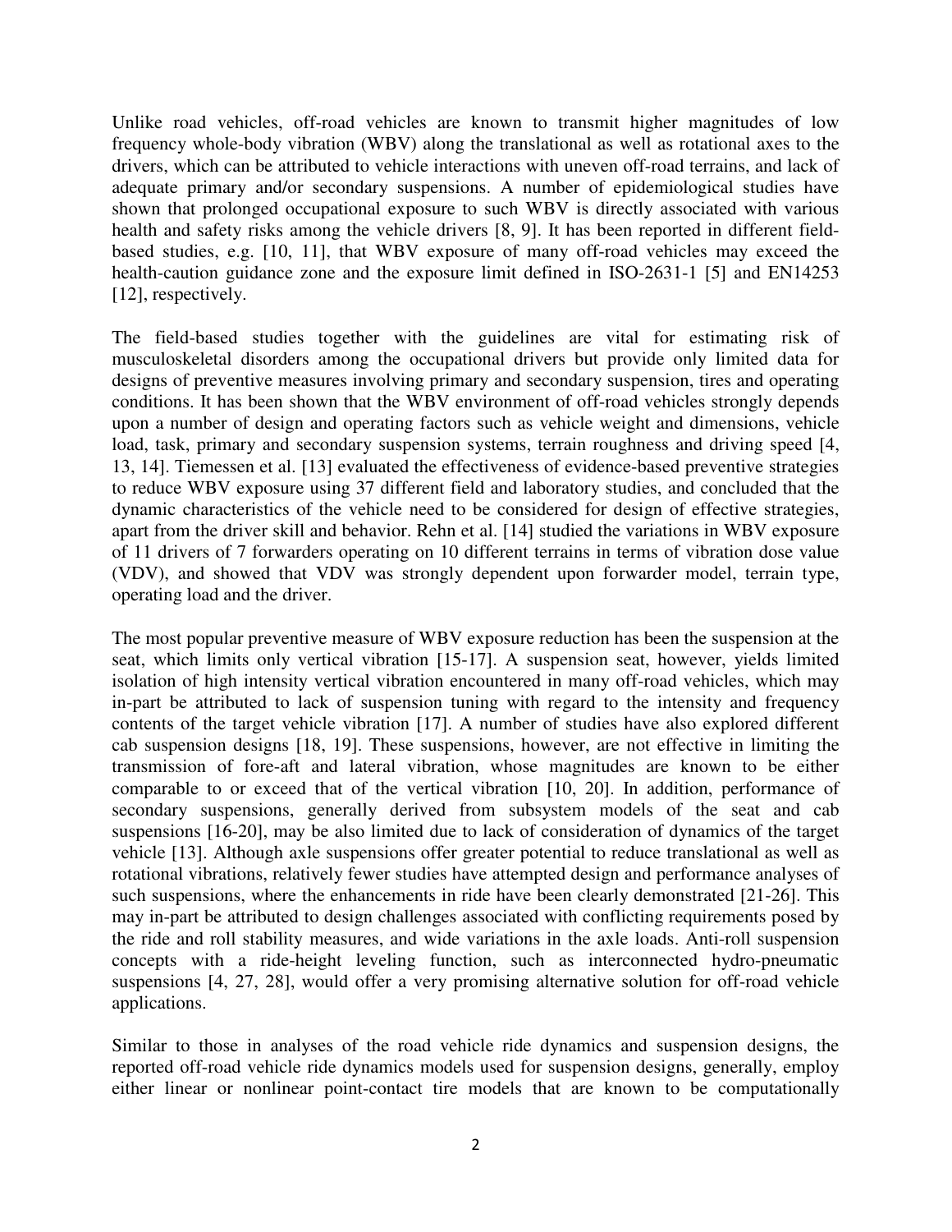Unlike road vehicles, off-road vehicles are known to transmit higher magnitudes of low frequency whole-body vibration (WBV) along the translational as well as rotational axes to the drivers, which can be attributed to vehicle interactions with uneven off-road terrains, and lack of adequate primary and/or secondary suspensions. A number of epidemiological studies have shown that prolonged occupational exposure to such WBV is directly associated with various health and safety risks among the vehicle drivers [8, 9]. It has been reported in different field-based studies, e.g. [10, 11], that WBV exposure of many off-road vehicles may exceed the health-caution guidance zone and the exposure limit defined in ISO-2631-1 [5] and EN14253 [12], respectively.

The field-based studies together with the guidelines are vital for estimating risk of musculoskeletal disorders among the occupational drivers but provide only limited data for designs of preventive measures involving primary and secondary suspension, tires and operating conditions. It has been shown that the WBV environment of off-road vehicles strongly depends upon a number of design and operating factors such as vehicle weight and dimensions, vehicle load, task, primary and secondary suspension systems, terrain roughness and driving speed [4, 13, 14]. Tiemessen et al. [13] evaluated the effectiveness of evidence-based preventive strategies to reduce WBV exposure using 37 different field and laboratory studies, and concluded that the dynamic characteristics of the vehicle need to be considered for design of effective strategies, apart from the driver skill and behavior. Rehn et al. [14] studied the variations in WBV exposure of 11 drivers of 7 forwarders operating on 10 different terrains in terms of vibration dose value (VDV), and showed that VDV was strongly dependent upon forwarder model, terrain type, operating load and the driver.

The most popular preventive measure of WBV exposure reduction has been the suspension at the seat, which limits only vertical vibration [15-17]. A suspension seat, however, yields limited isolation of high intensity vertical vibration encountered in many off-road vehicles, which may in-part be attributed to lack of suspension tuning with regard to the intensity and frequency contents of the target vehicle vibration [17]. A number of studies have also explored different cab suspension designs [18, 19]. These suspensions, however, are not effective in limiting the transmission of fore-aft and lateral vibration, whose magnitudes are known to be either comparable to or exceed that of the vertical vibration [10, 20]. In addition, performance of secondary suspensions, generally derived from subsystem models of the seat and cab suspensions [16-20], may be also limited due to lack of consideration of dynamics of the target vehicle [13]. Although axle suspensions offer greater potential to reduce translational as well as rotational vibrations, relatively fewer studies have attempted design and performance analyses of such suspensions, where the enhancements in ride have been clearly demonstrated [21-26]. This may in-part be attributed to design challenges associated with conflicting requirements posed by the ride and roll stability measures, and wide variations in the axle loads. Anti-roll suspension concepts with a ride-height leveling function, such as interconnected hydro-pneumatic suspensions [4, 27, 28], would offer a very promising alternative solution for off-road vehicle applications.

Similar to those in analyses of the road vehicle ride dynamics and suspension designs, the reported off-road vehicle ride dynamics models used for suspension designs, generally, employ either linear or nonlinear point-contact tire models that are known to be computationally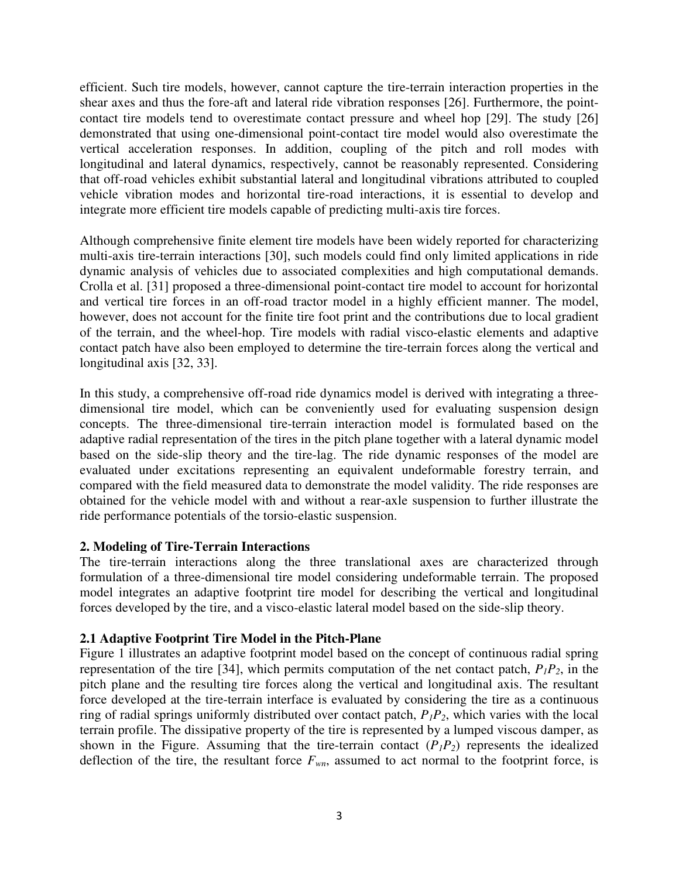efficient. Such tire models, however, cannot capture the tire-terrain interaction properties in the shear axes and thus the fore-aft and lateral ride vibration responses [26]. Furthermore, the point-contact tire models tend to overestimate contact pressure and wheel hop [29]. The study [26] demonstrated that using one-dimensional point-contact tire model would also overestimate the vertical acceleration responses. In addition, coupling of the pitch and roll modes with longitudinal and lateral dynamics, respectively, cannot be reasonably represented. Considering that off-road vehicles exhibit substantial lateral and longitudinal vibrations attributed to coupled vehicle vibration modes and horizontal tire-road interactions, it is essential to develop and integrate more efficient tire models capable of predicting multi-axis tire forces.

Although comprehensive finite element tire models have been widely reported for characterizing multi-axis tire-terrain interactions [30], such models could find only limited applications in ride dynamic analysis of vehicles due to associated complexities and high computational demands. Crolla et al. [31] proposed a three-dimensional point-contact tire model to account for horizontal and vertical tire forces in an off-road tractor model in a highly efficient manner. The model, however, does not account for the finite tire foot print and the contributions due to local gradient of the terrain, and the wheel-hop. Tire models with radial visco-elastic elements and adaptive contact patch have also been employed to determine the tire-terrain forces along the vertical and longitudinal axis [32, 33].

In this study, a comprehensive off-road ride dynamics model is derived with integrating a three-dimensional tire model, which can be conveniently used for evaluating suspension design concepts. The three-dimensional tire-terrain interaction model is formulated based on the adaptive radial representation of the tires in the pitch plane together with a lateral dynamic model based on the side-slip theory and the tire-lag. The ride dynamic responses of the model are evaluated under excitations representing an equivalent undeformable forestry terrain, and compared with the field measured data to demonstrate the model validity. The ride responses are obtained for the vehicle model with and without a rear-axle suspension to further illustrate the ride performance potentials of the torsio-elastic suspension.

## 2. Modeling of Tire-Terrain Interactions

The tire-terrain interactions along the three translational axes are characterized through formulation of a three-dimensional tire model considering undeformable terrain. The proposed model integrates an adaptive footprint tire model for describing the vertical and longitudinal forces developed by the tire, and a visco-elastic lateral model based on the side-slip theory.

### 2.1 Adaptive Footprint Tire Model in the Pitch-Plane

Figure 1 illustrates an adaptive footprint model based on the concept of continuous radial spring representation of the tire [34], which permits computation of the net contact patch, $P_1P_2$, in the pitch plane and the resulting tire forces along the vertical and longitudinal axis. The resultant force developed at the tire-terrain interface is evaluated by considering the tire as a continuous ring of radial springs uniformly distributed over contact patch, $P_1P_2$, which varies with the local terrain profile. The dissipative property of the tire is represented by a lumped viscous damper, as shown in the Figure. Assuming that the tire-terrain contact ($P_1P_2$) represents the idealized deflection of the tire, the resultant force $F_{wn}$, assumed to act normal to the footprint force, is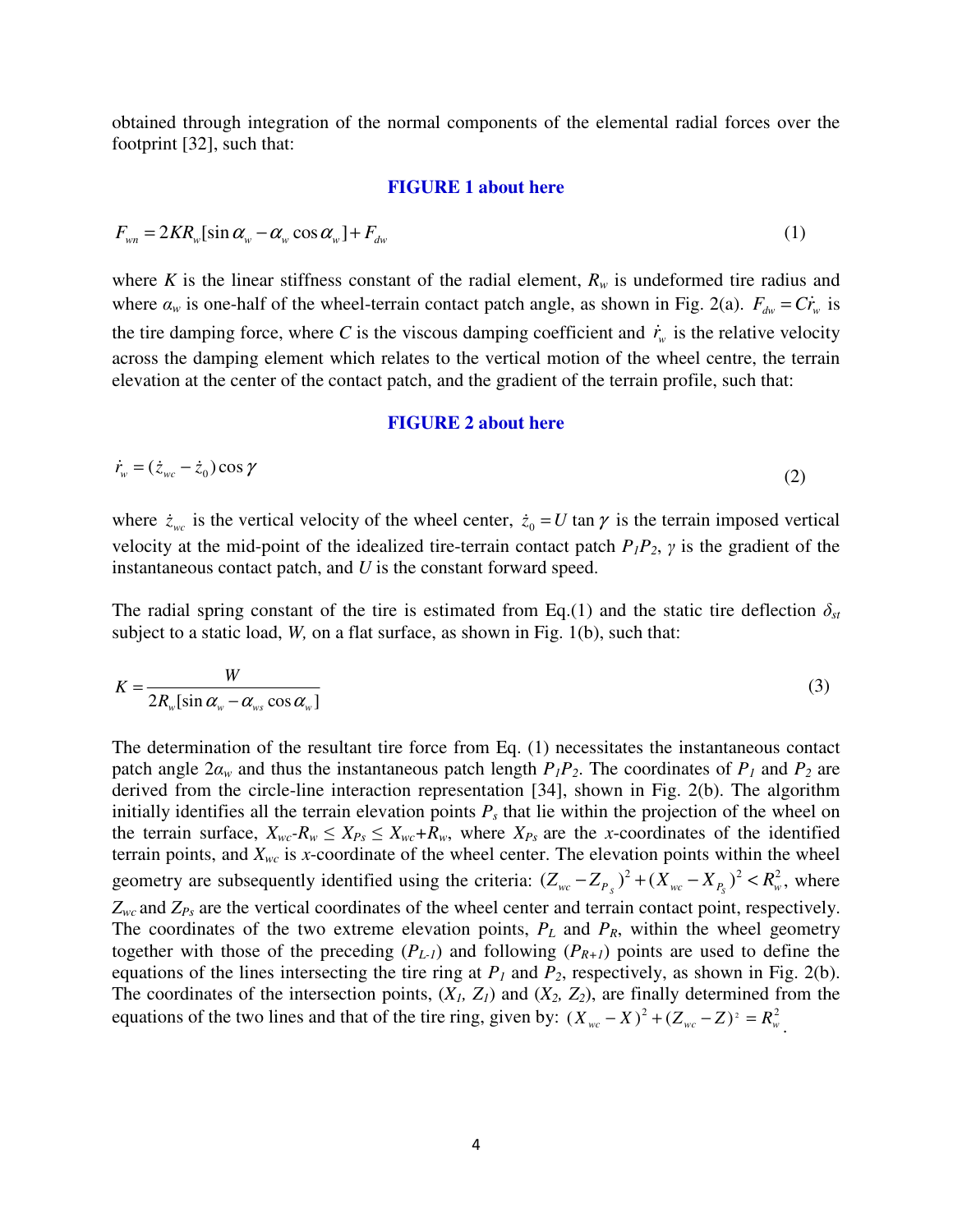obtained through integration of the normal components of the elemental radial forces over the footprint [32], such that:

**FIGURE 1 about here**

$$F_{wn} = 2KR_w[\sin\alpha_w - \alpha_w \cos\alpha_w] + F_{dw} \tag{1}$$

where $K$ is the linear stiffness constant of the radial element, $R_w$ is undeformed tire radius and where $\alpha_w$ is one-half of the wheel-terrain contact patch angle, as shown in Fig. 2(a). $F_{dw} = C\dot{r}_w$ is the tire damping force, where $C$ is the viscous damping coefficient and $\dot{r}_w$ is the relative velocity across the damping element which relates to the vertical motion of the wheel centre, the terrain elevation at the center of the contact patch, and the gradient of the terrain profile, such that:

**FIGURE 2 about here**

$$\dot{r}_w = (\dot{z}_{wc} - \dot{z}_0)\cos\gamma \tag{2}$$

where $\dot{z}_{wc}$ is the vertical velocity of the wheel center, $\dot{z}_0 = U\tan\gamma$ is the terrain imposed vertical velocity at the mid-point of the idealized tire-terrain contact patch $P_1P_2$, $\gamma$ is the gradient of the instantaneous contact patch, and $U$ is the constant forward speed.

The radial spring constant of the tire is estimated from Eq.(1) and the static tire deflection $\delta_{st}$ subject to a static load, $W$, on a flat surface, as shown in Fig. 1(b), such that:

$$K = \frac{W}{2R_w[\sin\alpha_w - \alpha_{ws}\cos\alpha_w]} \tag{3}$$

The determination of the resultant tire force from Eq. (1) necessitates the instantaneous contact patch angle $2\alpha_w$ and thus the instantaneous patch length $P_1P_2$. The coordinates of $P_1$ and $P_2$ are derived from the circle-line interaction representation [34], shown in Fig. 2(b). The algorithm initially identifies all the terrain elevation points $P_s$ that lie within the projection of the wheel on the terrain surface, $X_{wc}-R_w \leq X_{Ps} \leq X_{wc}+R_w$, where $X_{Ps}$ are the $x$-coordinates of the identified terrain points, and $X_{wc}$ is $x$-coordinate of the wheel center. The elevation points within the wheel geometry are subsequently identified using the criteria: $(Z_{wc} - Z_{P_s})^2 + (X_{wc} - X_{P_s})^2 < R_w^2$, where $Z_{wc}$ and $Z_{Ps}$ are the vertical coordinates of the wheel center and terrain contact point, respectively. The coordinates of the two extreme elevation points, $P_L$ and $P_R$, within the wheel geometry together with those of the preceding ($P_{L-1}$) and following ($P_{R+1}$) points are used to define the equations of the lines intersecting the tire ring at $P_1$ and $P_2$, respectively, as shown in Fig. 2(b). The coordinates of the intersection points, ($X_1$, $Z_1$) and ($X_2$, $Z_2$), are finally determined from the equations of the two lines and that of the tire ring, given by: $(X_{wc} - X)^2 + (Z_{wc} - Z)^2 = R_w^2$.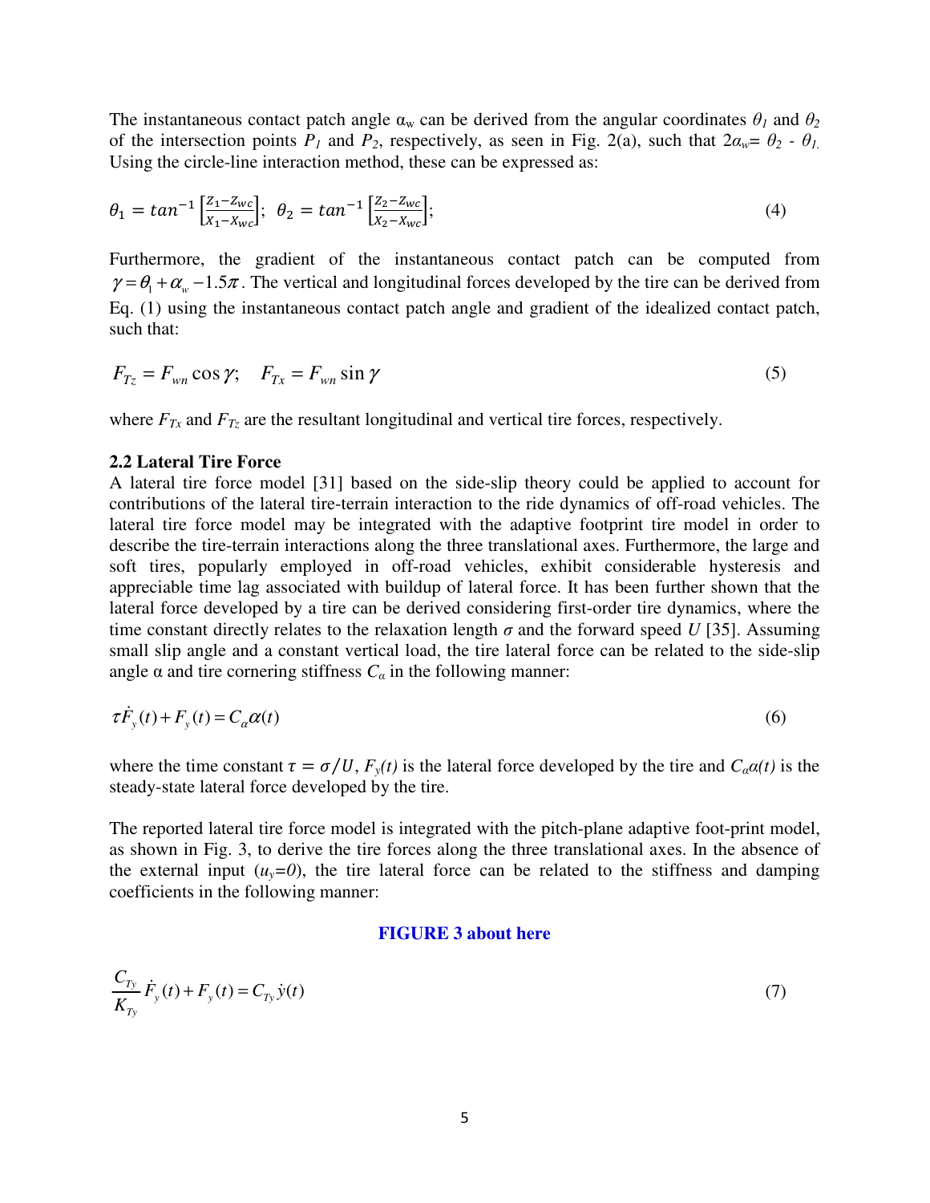The instantaneous contact patch angle $\alpha_w$ can be derived from the angular coordinates $\theta_1$ and $\theta_2$ of the intersection points $P_1$ and $P_2$, respectively, as seen in Fig. 2(a), such that $2\alpha_w = \theta_2 - \theta_1$. Using the circle-line interaction method, these can be expressed as:

$$\theta_1 = tan^{-1}\left[\frac{Z_1 - Z_{wc}}{X_1 - X_{wc}}\right]; \;\; \theta_2 = tan^{-1}\left[\frac{Z_2 - Z_{wc}}{X_2 - X_{wc}}\right]; \tag{4}$$

Furthermore, the gradient of the instantaneous contact patch can be computed from $\gamma = \theta_1 + \alpha_w - 1.5\pi$. The vertical and longitudinal forces developed by the tire can be derived from Eq. (1) using the instantaneous contact patch angle and gradient of the idealized contact patch, such that:

$$F_{Tz} = F_{wn}\cos\gamma; \quad F_{Tx} = F_{wn}\sin\gamma \tag{5}$$

where $F_{Tx}$ and $F_{Tz}$ are the resultant longitudinal and vertical tire forces, respectively.

**2.2 Lateral Tire Force**

A lateral tire force model [31] based on the side-slip theory could be applied to account for contributions of the lateral tire-terrain interaction to the ride dynamics of off-road vehicles. The lateral tire force model may be integrated with the adaptive footprint tire model in order to describe the tire-terrain interactions along the three translational axes. Furthermore, the large and soft tires, popularly employed in off-road vehicles, exhibit considerable hysteresis and appreciable time lag associated with buildup of lateral force. It has been further shown that the lateral force developed by a tire can be derived considering first-order tire dynamics, where the time constant directly relates to the relaxation length $\sigma$ and the forward speed $U$ [35]. Assuming small slip angle and a constant vertical load, the tire lateral force can be related to the side-slip angle $\alpha$ and tire cornering stiffness $C_\alpha$ in the following manner:

$$\tau \dot{F}_y(t) + F_y(t) = C_\alpha \alpha(t) \tag{6}$$

where the time constant $\tau = \sigma/U$, $F_y(t)$ is the lateral force developed by the tire and $C_\alpha\alpha(t)$ is the steady-state lateral force developed by the tire.

The reported lateral tire force model is integrated with the pitch-plane adaptive foot-print model, as shown in Fig. 3, to derive the tire forces along the three translational axes. In the absence of the external input ($u_y=0$), the tire lateral force can be related to the stiffness and damping coefficients in the following manner:

**FIGURE 3 about here**

$$\frac{C_{Ty}}{K_{Ty}}\dot{F}_y(t) + F_y(t) = C_{Ty}\dot{y}(t) \tag{7}$$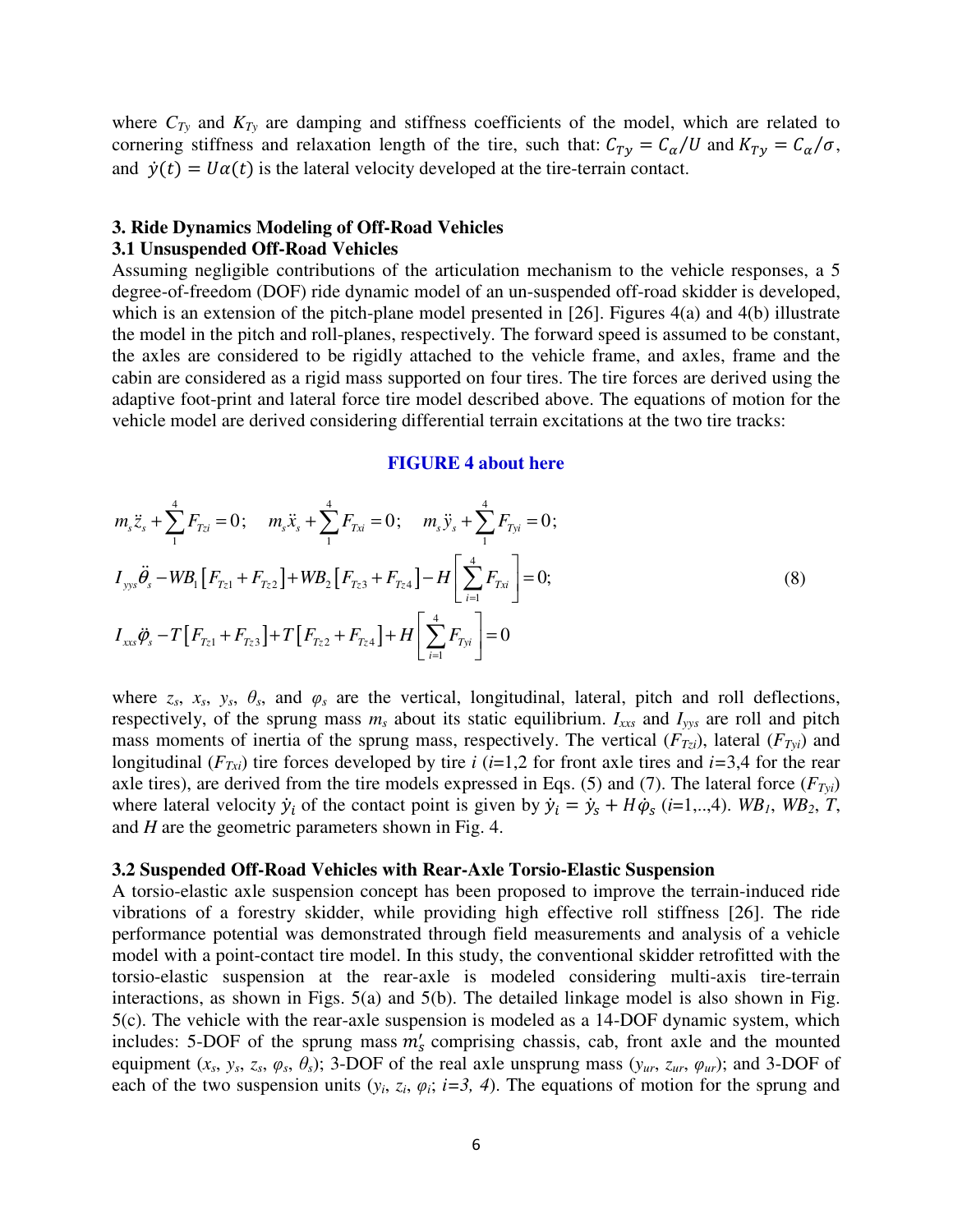where $C_{Ty}$ and $K_{Ty}$ are damping and stiffness coefficients of the model, which are related to cornering stiffness and relaxation length of the tire, such that: $C_{Ty} = C_\alpha/U$ and $K_{Ty} = C_\alpha/\sigma$, and $\dot{y}(t) = U\alpha(t)$ is the lateral velocity developed at the tire-terrain contact.

## 3. Ride Dynamics Modeling of Off-Road Vehicles

### 3.1 Unsuspended Off-Road Vehicles

Assuming negligible contributions of the articulation mechanism to the vehicle responses, a 5 degree-of-freedom (DOF) ride dynamic model of an un-suspended off-road skidder is developed, which is an extension of the pitch-plane model presented in [26]. Figures 4(a) and 4(b) illustrate the model in the pitch and roll-planes, respectively. The forward speed is assumed to be constant, the axles are considered to be rigidly attached to the vehicle frame, and axles, frame and the cabin are considered as a rigid mass supported on four tires. The tire forces are derived using the adaptive foot-print and lateral force tire model described above. The equations of motion for the vehicle model are derived considering differential terrain excitations at the two tire tracks:

**FIGURE 4 about here**

$$
\begin{aligned}
&m_s\ddot{z}_s + \sum_1^4 F_{Tzi} = 0; \quad m_s\ddot{x}_s + \sum_1^4 F_{Txi} = 0; \quad m_s\ddot{y}_s + \sum_1^4 F_{Tyi} = 0; \\
&I_{yys}\ddot{\theta}_s - WB_1\left[F_{Tz1} + F_{Tz2}\right] + WB_2\left[F_{Tz3} + F_{Tz4}\right] - H\left[\sum_{i=1}^4 F_{Txi}\right] = 0; \\
&I_{xxs}\ddot{\varphi}_s - T\left[F_{Tz1} + F_{Tz3}\right] + T\left[F_{Tz2} + F_{Tz4}\right] + H\left[\sum_{i=1}^4 F_{Tyi}\right] = 0
\end{aligned}
\tag{8}
$$

where $z_s$, $x_s$, $y_s$, $\theta_s$, and $\varphi_s$ are the vertical, longitudinal, lateral, pitch and roll deflections, respectively, of the sprung mass $m_s$ about its static equilibrium. $I_{xxs}$ and $I_{yys}$ are roll and pitch mass moments of inertia of the sprung mass, respectively. The vertical ($F_{Tzi}$), lateral ($F_{Tyi}$) and longitudinal ($F_{Txi}$) tire forces developed by tire $i$ ($i$=1,2 for front axle tires and $i$=3,4 for the rear axle tires), are derived from the tire models expressed in Eqs. (5) and (7). The lateral force ($F_{Tyi}$) where lateral velocity $\dot{y}_i$ of the contact point is given by $\dot{y}_i = \dot{y}_s + H\dot{\varphi}_s$ ($i$=1,..,4). $WB_1$, $WB_2$, $T$, and $H$ are the geometric parameters shown in Fig. 4.

### 3.2 Suspended Off-Road Vehicles with Rear-Axle Torsio-Elastic Suspension

A torsio-elastic axle suspension concept has been proposed to improve the terrain-induced ride vibrations of a forestry skidder, while providing high effective roll stiffness [26]. The ride performance potential was demonstrated through field measurements and analysis of a vehicle model with a point-contact tire model. In this study, the conventional skidder retrofitted with the torsio-elastic suspension at the rear-axle is modeled considering multi-axis tire-terrain interactions, as shown in Figs. 5(a) and 5(b). The detailed linkage model is also shown in Fig. 5(c). The vehicle with the rear-axle suspension is modeled as a 14-DOF dynamic system, which includes: 5-DOF of the sprung mass $m_s'$ comprising chassis, cab, front axle and the mounted equipment ($x_s$, $y_s$, $z_s$, $\varphi_s$, $\theta_s$); 3-DOF of the real axle unsprung mass ($y_{ur}$, $z_{ur}$, $\varphi_{ur}$); and 3-DOF of each of the two suspension units ($y_i$, $z_i$, $\varphi_i$; $i$=3, 4). The equations of motion for the sprung and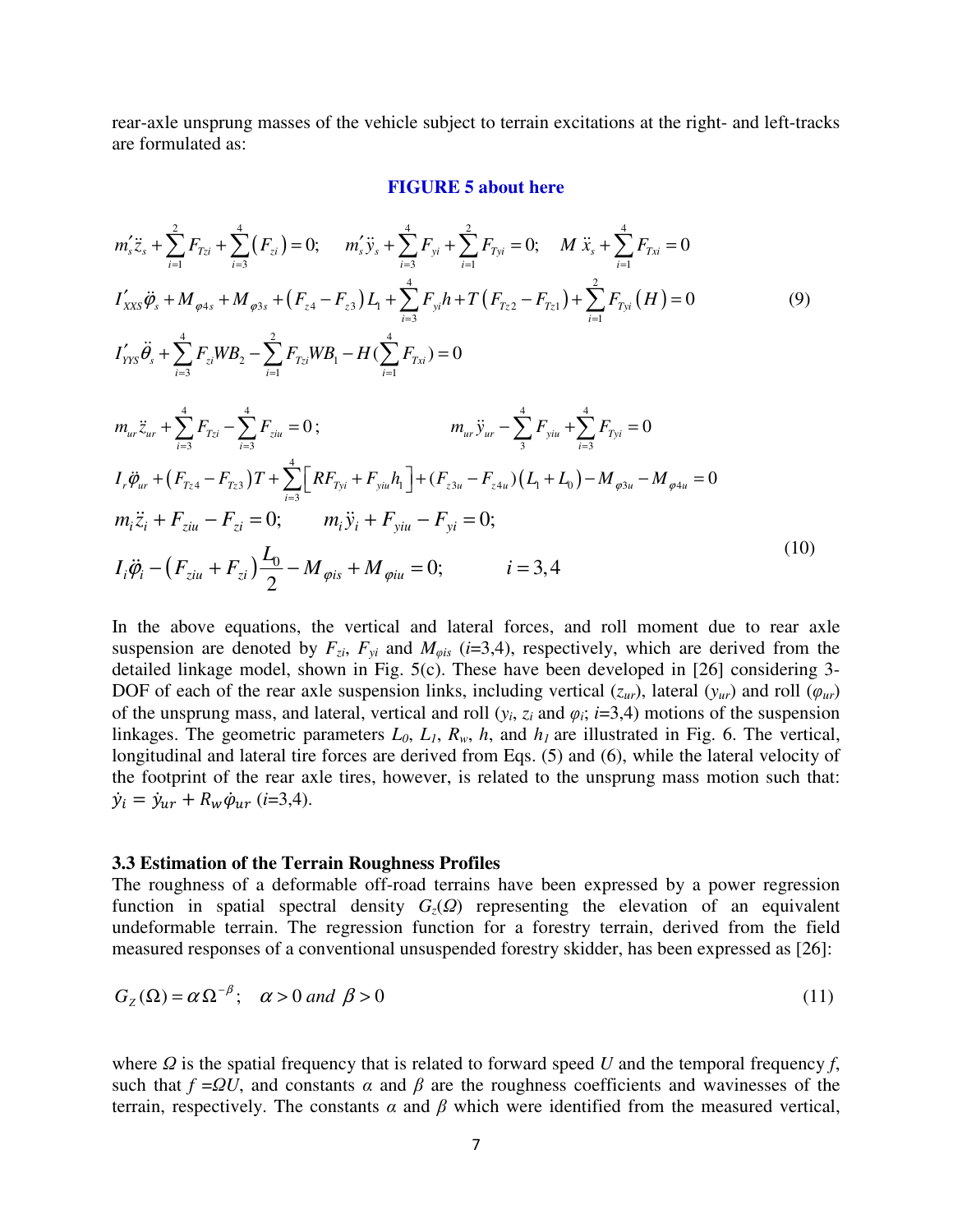rear-axle unsprung masses of the vehicle subject to terrain excitations at the right- and left-tracks are formulated as:

**FIGURE 5 about here**

$$
\begin{aligned}
& m_s'\ddot{z}_s + \sum_{i=1}^{2} F_{Tzi} + \sum_{i=3}^{4}\left(F_{zi}\right) = 0; \quad m_s'\ddot{y}_s + \sum_{i=3}^{4} F_{yi} + \sum_{i=1}^{2} F_{Tyi} = 0; \quad M\,\ddot{x}_s + \sum_{i=1}^{4} F_{Txi} = 0 \\
& I_{XXS}'\ddot{\varphi}_s + M_{\varphi 4s} + M_{\varphi 3s} + \left(F_{z4} - F_{z3}\right)L_1 + \sum_{i=3}^{4} F_{yi}h + T\left(F_{Tz2} - F_{Tz1}\right) + \sum_{i=1}^{2} F_{Tyi}\left(H\right) = 0 \\
& I_{YYS}'\ddot{\theta}_s + \sum_{i=3}^{4} F_{zi}WB_2 - \sum_{i=1}^{2} F_{Tzi}WB_1 - H\left(\sum_{i=1}^{4} F_{Txi}\right) = 0
\end{aligned} \tag{9}
$$

$$
\begin{aligned}
& m_{ur}\ddot{z}_{ur} + \sum_{i=3}^{4} F_{Tzi} - \sum_{i=3}^{4} F_{ziu} = 0; \qquad m_{ur}\ddot{y}_{ur} - \sum_{3}^{4} F_{yiu} + \sum_{i=3}^{4} F_{Tyi} = 0 \\
& I_r\ddot{\varphi}_{ur} + \left(F_{Tz4} - F_{Tz3}\right)T + \sum_{i=3}^{4}\left[RF_{Tyi} + F_{yiu}h_1\right] + \left(F_{z3u} - F_{z4u}\right)\left(L_1 + L_0\right) - M_{\varphi 3u} - M_{\varphi 4u} = 0 \\
& m_i\ddot{z}_i + F_{ziu} - F_{zi} = 0; \qquad m_i\ddot{y}_i + F_{yiu} - F_{yi} = 0; \\
& I_i\ddot{\varphi}_i - \left(F_{ziu} + F_{zi}\right)\frac{L_0}{2} - M_{\varphi is} + M_{\varphi iu} = 0; \qquad i = 3,4
\end{aligned} \tag{10}
$$

In the above equations, the vertical and lateral forces, and roll moment due to rear axle suspension are denoted by $F_{zi}$, $F_{yi}$ and $M_{\varphi is}$ ($i$=3,4), respectively, which are derived from the detailed linkage model, shown in Fig. 5(c). These have been developed in [26] considering 3-DOF of each of the rear axle suspension links, including vertical ($z_{ur}$), lateral ($y_{ur}$) and roll ($\varphi_{ur}$) of the unsprung mass, and lateral, vertical and roll ($y_i$, $z_i$ and $\varphi_i$; $i$=3,4) motions of the suspension linkages. The geometric parameters $L_0$, $L_1$, $R_w$, $h$, and $h_1$ are illustrated in Fig. 6. The vertical, longitudinal and lateral tire forces are derived from Eqs. (5) and (6), while the lateral velocity of the footprint of the rear axle tires, however, is related to the unsprung mass motion such that: $\dot{y}_i = \dot{y}_{ur} + R_w\dot{\varphi}_{ur}$ ($i$=3,4).

### 3.3 Estimation of the Terrain Roughness Profiles

The roughness of a deformable off-road terrains have been expressed by a power regression function in spatial spectral density $G_z(\Omega)$ representing the elevation of an equivalent undeformable terrain. The regression function for a forestry terrain, derived from the field measured responses of a conventional unsuspended forestry skidder, has been expressed as [26]:

$$
G_Z(\Omega) = \alpha\,\Omega^{-\beta}; \quad \alpha > 0 \text{ and } \beta > 0 \tag{11}
$$

where $\Omega$ is the spatial frequency that is related to forward speed $U$ and the temporal frequency $f$, such that $f = \Omega U$, and constants $\alpha$ and $\beta$ are the roughness coefficients and wavinesses of the terrain, respectively. The constants $\alpha$ and $\beta$ which were identified from the measured vertical,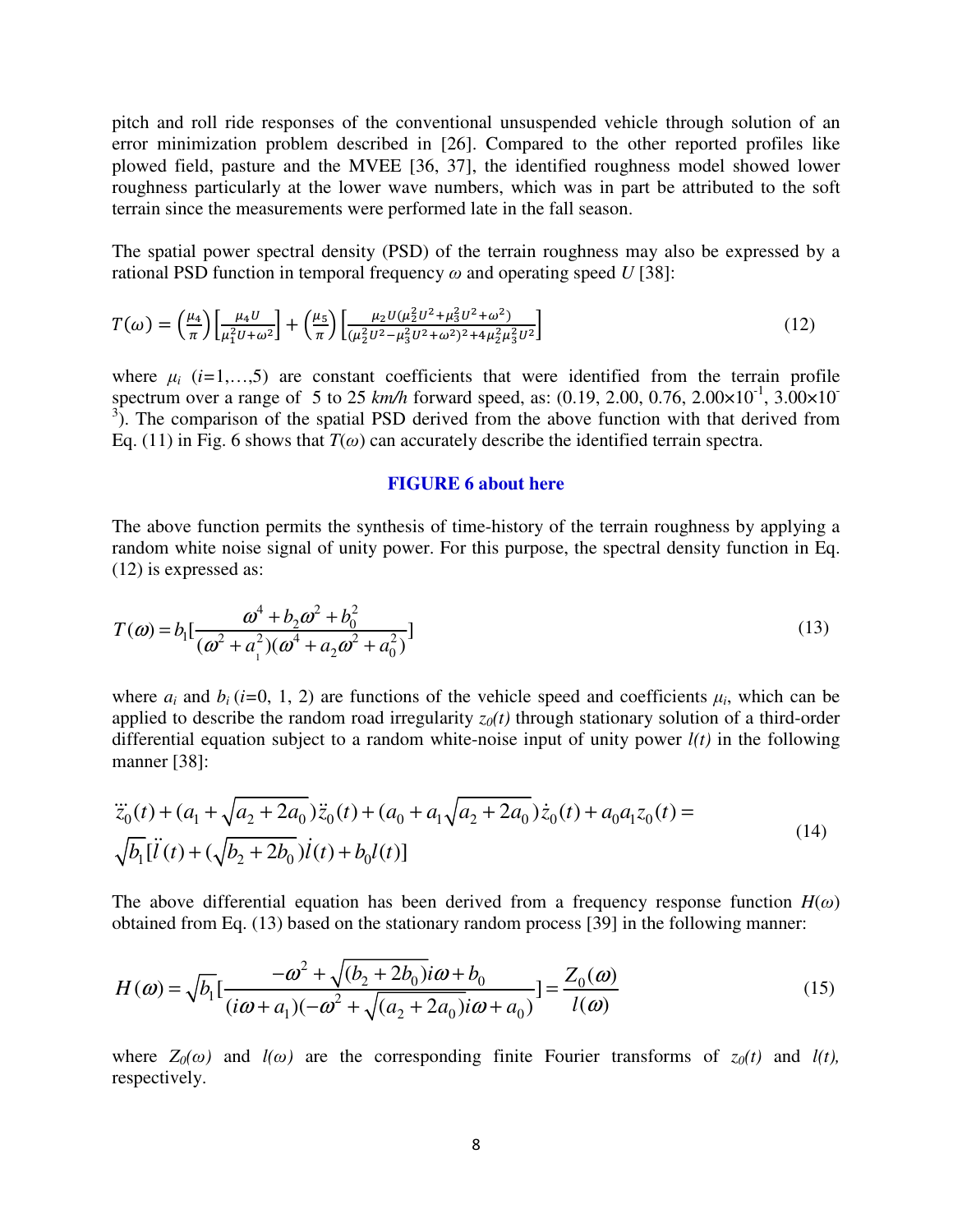pitch and roll ride responses of the conventional unsuspended vehicle through solution of an error minimization problem described in [26]. Compared to the other reported profiles like plowed field, pasture and the MVEE [36, 37], the identified roughness model showed lower roughness particularly at the lower wave numbers, which was in part be attributed to the soft terrain since the measurements were performed late in the fall season.

The spatial power spectral density (PSD) of the terrain roughness may also be expressed by a rational PSD function in temporal frequency $\omega$ and operating speed $U$ [38]:

$$T(\omega) = \left(\frac{\mu_4}{\pi}\right)\left[\frac{\mu_4 U}{\mu_1^2 U + \omega^2}\right] + \left(\frac{\mu_5}{\pi}\right)\left[\frac{\mu_2 U(\mu_2^2 U^2 + \mu_3^2 U^2 + \omega^2)}{(\mu_2^2 U^2 - \mu_3^2 U^2 + \omega^2)^2 + 4\mu_2^2 \mu_3^2 U^2}\right] \tag{12}$$

where $\mu_i$ ($i$=1,…,5) are constant coefficients that were identified from the terrain profile spectrum over a range of 5 to 25 *km/h* forward speed, as: (0.19, 2.00, 0.76, $2.00\times10^{-1}$, $3.00\times10^{-3}$). The comparison of the spatial PSD derived from the above function with that derived from Eq. (11) in Fig. 6 shows that $T(\omega)$ can accurately describe the identified terrain spectra.

**FIGURE 6 about here**

The above function permits the synthesis of time-history of the terrain roughness by applying a random white noise signal of unity power. For this purpose, the spectral density function in Eq. (12) is expressed as:

$$T(\omega) = b_1\left[\frac{\omega^4 + b_2\omega^2 + b_0^2}{(\omega^2 + a_1^2)(\omega^4 + a_2\omega^2 + a_0^2)}\right] \tag{13}$$

where $a_i$ and $b_i$ ($i$=0, 1, 2) are functions of the vehicle speed and coefficients $\mu_i$, which can be applied to describe the random road irregularity $z_0(t)$ through stationary solution of a third-order differential equation subject to a random white-noise input of unity power $l(t)$ in the following manner [38]:

$$\begin{aligned} &\dddot{z}_0(t) + (a_1 + \sqrt{a_2 + 2a_0})\ddot{z}_0(t) + (a_0 + a_1\sqrt{a_2 + 2a_0})\dot{z}_0(t) + a_0 a_1 z_0(t) = \\ &\sqrt{b_1}[\ddot{l}(t) + (\sqrt{b_2 + 2b_0})\dot{l}(t) + b_0 l(t)] \end{aligned} \tag{14}$$

The above differential equation has been derived from a frequency response function $H(\omega)$ obtained from Eq. (13) based on the stationary random process [39] in the following manner:

$$H(\omega) = \sqrt{b_1}\left[\frac{-\omega^2 + \sqrt{(b_2 + 2b_0)}i\omega + b_0}{(i\omega + a_1)(-\omega^2 + \sqrt{(a_2 + 2a_0)}i\omega + a_0)}\right] = \frac{Z_0(\omega)}{l(\omega)} \tag{15}$$

where $Z_0(\omega)$ and $l(\omega)$ are the corresponding finite Fourier transforms of $z_0(t)$ and $l(t)$, respectively.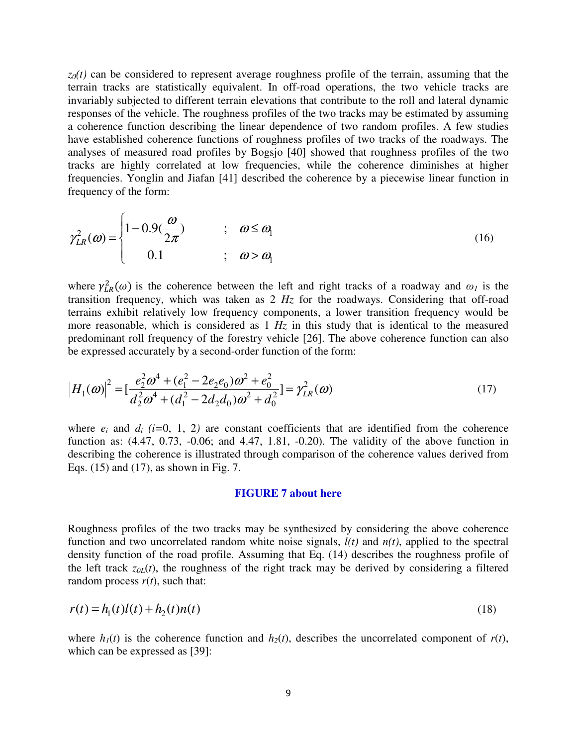$z_0(t)$ can be considered to represent average roughness profile of the terrain, assuming that the terrain tracks are statistically equivalent. In off-road operations, the two vehicle tracks are invariably subjected to different terrain elevations that contribute to the roll and lateral dynamic responses of the vehicle. The roughness profiles of the two tracks may be estimated by assuming a coherence function describing the linear dependence of two random profiles. A few studies have established coherence functions of roughness profiles of two tracks of the roadways. The analyses of measured road profiles by Bogsjo [40] showed that roughness profiles of the two tracks are highly correlated at low frequencies, while the coherence diminishes at higher frequencies. Yonglin and Jiafan [41] described the coherence by a piecewise linear function in frequency of the form:

$$\gamma_{LR}^2(\omega) = \begin{cases} 1 - 0.9(\dfrac{\omega}{2\pi}) & ; \quad \omega \le \omega_1 \\ 0.1 & ; \quad \omega > \omega_1 \end{cases} \tag{16}$$

where $\gamma_{LR}^2(\omega)$ is the coherence between the left and right tracks of a roadway and $\omega_1$ is the transition frequency, which was taken as 2 *Hz* for the roadways. Considering that off-road terrains exhibit relatively low frequency components, a lower transition frequency would be more reasonable, which is considered as 1 *Hz* in this study that is identical to the measured predominant roll frequency of the forestry vehicle [26]. The above coherence function can also be expressed accurately by a second-order function of the form:

$$\left|H_1(\omega)\right|^2 = [\frac{e_2^2\omega^4 + (e_1^2 - 2e_2e_0)\omega^2 + e_0^2}{d_2^2\omega^4 + (d_1^2 - 2d_2d_0)\omega^2 + d_0^2}] = \gamma_{LR}^2(\omega) \tag{17}$$

where $e_i$ and $d_i$ ($i$=0, 1, 2) are constant coefficients that are identified from the coherence function as: (4.47, 0.73, -0.06; and 4.47, 1.81, -0.20). The validity of the above function in describing the coherence is illustrated through comparison of the coherence values derived from Eqs. (15) and (17), as shown in Fig. 7.

**FIGURE 7 about here**

Roughness profiles of the two tracks may be synthesized by considering the above coherence function and two uncorrelated random white noise signals, $l(t)$ and $n(t)$, applied to the spectral density function of the road profile. Assuming that Eq. (14) describes the roughness profile of the left track $z_{0L}(t)$, the roughness of the right track may be derived by considering a filtered random process $r(t)$, such that:

$$r(t) = h_1(t)l(t) + h_2(t)n(t) \tag{18}$$

where $h_1(t)$ is the coherence function and $h_2(t)$, describes the uncorrelated component of $r(t)$, which can be expressed as [39]: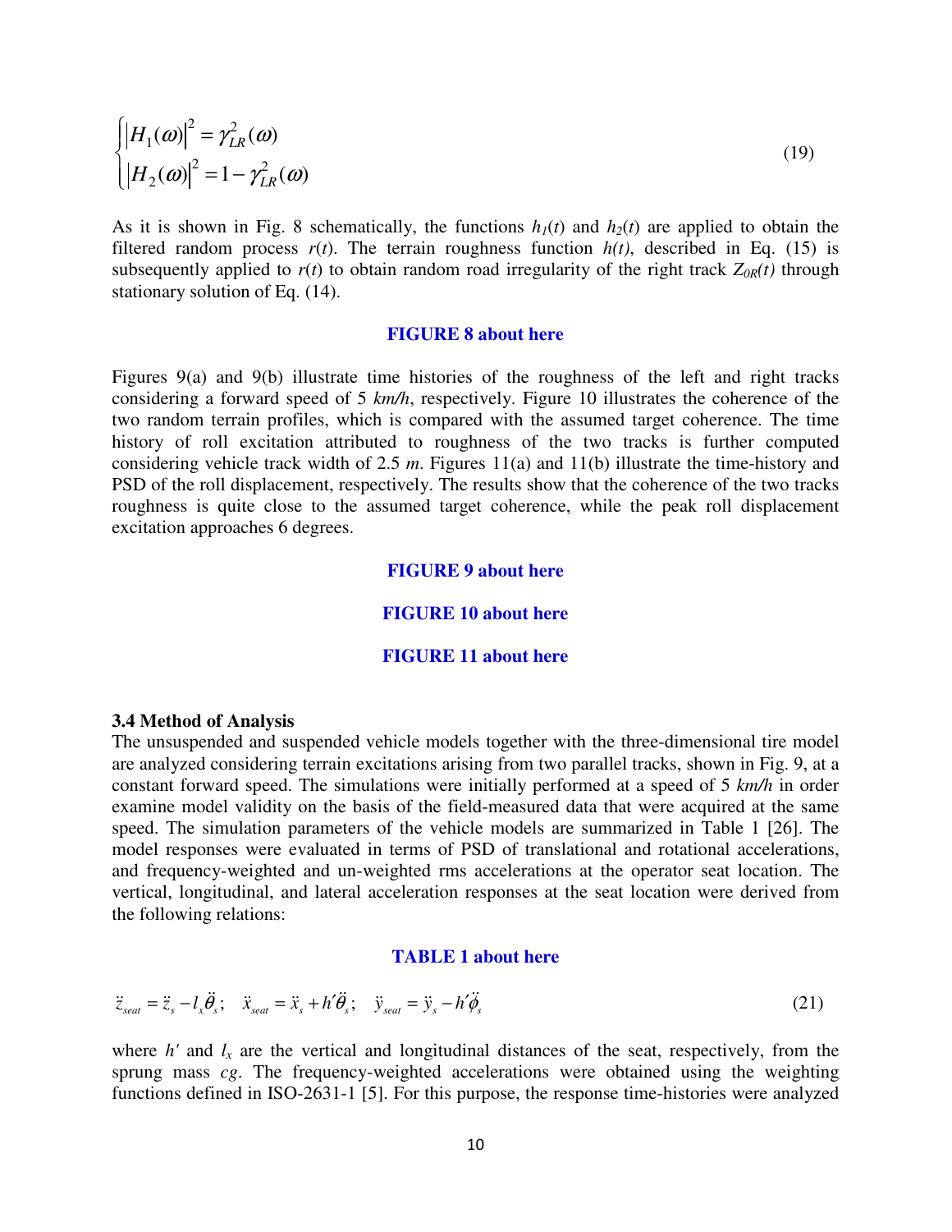$$
\begin{cases}
|H_1(\omega)|^2 = \gamma_{LR}^2(\omega) \\
|H_2(\omega)|^2 = 1 - \gamma_{LR}^2(\omega)
\end{cases}
\tag{19}
$$

As it is shown in Fig. 8 schematically, the functions $h_1(t)$ and $h_2(t)$ are applied to obtain the filtered random process $r(t)$. The terrain roughness function $h(t)$, described in Eq. (15) is subsequently applied to $r(t)$ to obtain random road irregularity of the right track $Z_{0R}(t)$ through stationary solution of Eq. (14).

**FIGURE 8 about here**

Figures 9(a) and 9(b) illustrate time histories of the roughness of the left and right tracks considering a forward speed of 5 *km/h*, respectively. Figure 10 illustrates the coherence of the two random terrain profiles, which is compared with the assumed target coherence. The time history of roll excitation attributed to roughness of the two tracks is further computed considering vehicle track width of 2.5 *m*. Figures 11(a) and 11(b) illustrate the time-history and PSD of the roll displacement, respectively. The results show that the coherence of the two tracks roughness is quite close to the assumed target coherence, while the peak roll displacement excitation approaches 6 degrees.

**FIGURE 9 about here**

**FIGURE 10 about here**

**FIGURE 11 about here**

### 3.4 Method of Analysis

The unsuspended and suspended vehicle models together with the three-dimensional tire model are analyzed considering terrain excitations arising from two parallel tracks, shown in Fig. 9, at a constant forward speed. The simulations were initially performed at a speed of 5 *km/h* in order examine model validity on the basis of the field-measured data that were acquired at the same speed. The simulation parameters of the vehicle models are summarized in Table 1 [26]. The model responses were evaluated in terms of PSD of translational and rotational accelerations, and frequency-weighted and un-weighted rms accelerations at the operator seat location. The vertical, longitudinal, and lateral acceleration responses at the seat location were derived from the following relations:

**TABLE 1 about here**

$$
\ddot{z}_{seat} = \ddot{z}_s - l_x \ddot{\theta}_s; \quad \ddot{x}_{seat} = \ddot{x}_s + h' \ddot{\theta}_s; \quad \ddot{y}_{seat} = \ddot{y}_s - h' \ddot{\phi}_s
\tag{21}
$$

where $h'$ and $l_x$ are the vertical and longitudinal distances of the seat, respectively, from the sprung mass *cg*. The frequency-weighted accelerations were obtained using the weighting functions defined in ISO-2631-1 [5]. For this purpose, the response time-histories were analyzed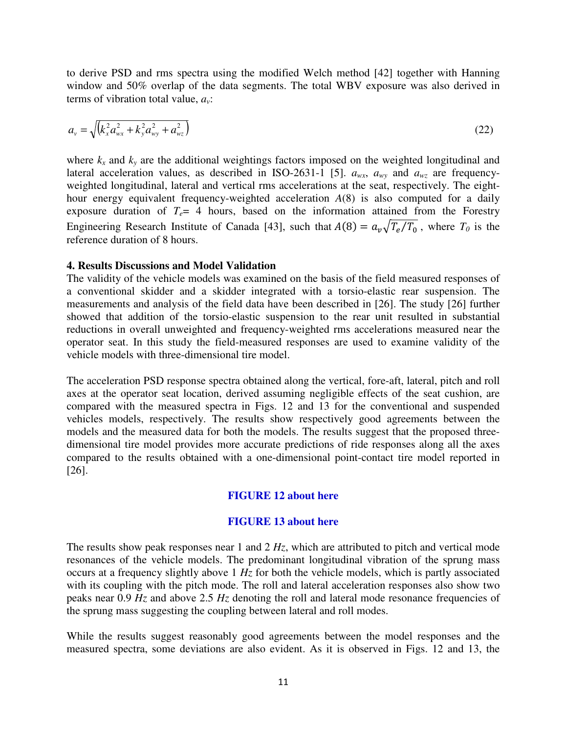to derive PSD and rms spectra using the modified Welch method [42] together with Hanning window and 50% overlap of the data segments. The total WBV exposure was also derived in terms of vibration total value, $a_v$:

$$a_v = \sqrt{\left(k_x^2 a_{wx}^2 + k_y^2 a_{wy}^2 + a_{wz}^2\right)} \tag{22}$$

where $k_x$ and $k_y$ are the additional weightings factors imposed on the weighted longitudinal and lateral acceleration values, as described in ISO-2631-1 [5]. $a_{wx}$, $a_{wy}$ and $a_{wz}$ are frequency-weighted longitudinal, lateral and vertical rms accelerations at the seat, respectively. The eight-hour energy equivalent frequency-weighted acceleration $A(8)$ is also computed for a daily exposure duration of $T_e$= 4 hours, based on the information attained from the Forestry Engineering Research Institute of Canada [43], such that $A(8) = a_v\sqrt{T_e/T_0}$, where $T_0$ is the reference duration of 8 hours.

**4. Results Discussions and Model Validation**

The validity of the vehicle models was examined on the basis of the field measured responses of a conventional skidder and a skidder integrated with a torsio-elastic rear suspension. The measurements and analysis of the field data have been described in [26]. The study [26] further showed that addition of the torsio-elastic suspension to the rear unit resulted in substantial reductions in overall unweighted and frequency-weighted rms accelerations measured near the operator seat. In this study the field-measured responses are used to examine validity of the vehicle models with three-dimensional tire model.

The acceleration PSD response spectra obtained along the vertical, fore-aft, lateral, pitch and roll axes at the operator seat location, derived assuming negligible effects of the seat cushion, are compared with the measured spectra in Figs. 12 and 13 for the conventional and suspended vehicles models, respectively. The results show respectively good agreements between the models and the measured data for both the models. The results suggest that the proposed three-dimensional tire model provides more accurate predictions of ride responses along all the axes compared to the results obtained with a one-dimensional point-contact tire model reported in [26].

**FIGURE 12 about here**

**FIGURE 13 about here**

The results show peak responses near 1 and 2 *Hz*, which are attributed to pitch and vertical mode resonances of the vehicle models. The predominant longitudinal vibration of the sprung mass occurs at a frequency slightly above 1 *Hz* for both the vehicle models, which is partly associated with its coupling with the pitch mode. The roll and lateral acceleration responses also show two peaks near 0.9 *Hz* and above 2.5 *Hz* denoting the roll and lateral mode resonance frequencies of the sprung mass suggesting the coupling between lateral and roll modes.

While the results suggest reasonably good agreements between the model responses and the measured spectra, some deviations are also evident. As it is observed in Figs. 12 and 13, the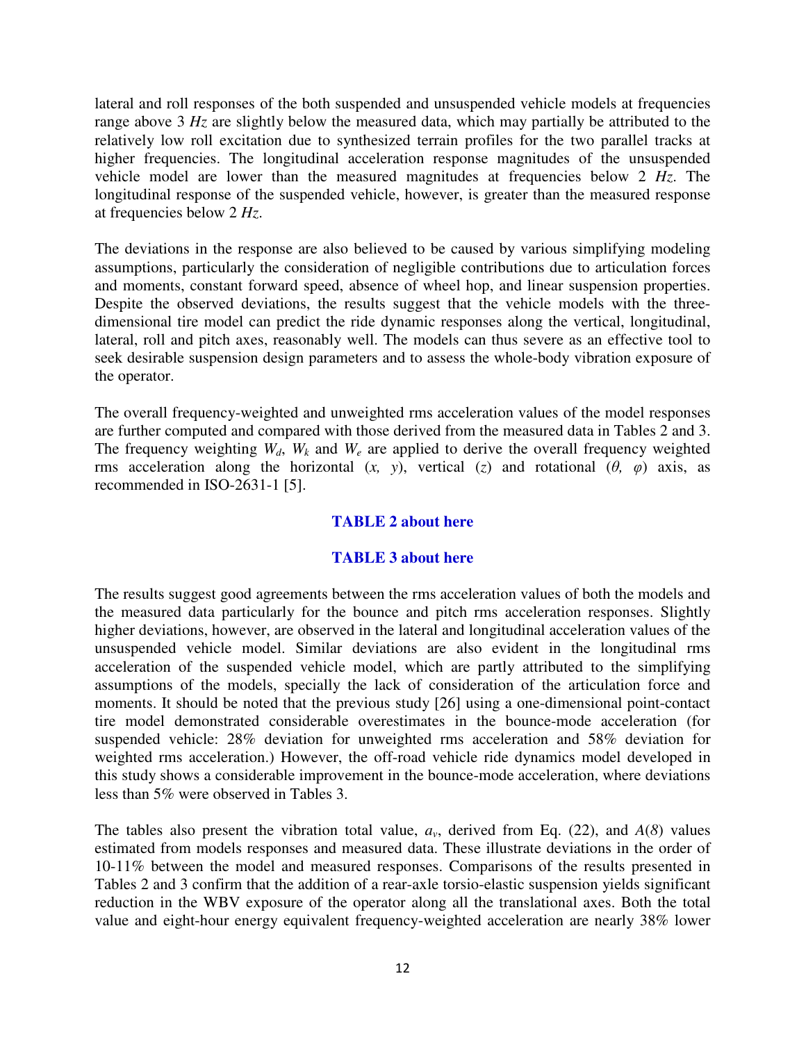lateral and roll responses of the both suspended and unsuspended vehicle models at frequencies range above 3 *Hz* are slightly below the measured data, which may partially be attributed to the relatively low roll excitation due to synthesized terrain profiles for the two parallel tracks at higher frequencies. The longitudinal acceleration response magnitudes of the unsuspended vehicle model are lower than the measured magnitudes at frequencies below 2 *Hz*. The longitudinal response of the suspended vehicle, however, is greater than the measured response at frequencies below 2 *Hz*.

The deviations in the response are also believed to be caused by various simplifying modeling assumptions, particularly the consideration of negligible contributions due to articulation forces and moments, constant forward speed, absence of wheel hop, and linear suspension properties. Despite the observed deviations, the results suggest that the vehicle models with the three-dimensional tire model can predict the ride dynamic responses along the vertical, longitudinal, lateral, roll and pitch axes, reasonably well. The models can thus severe as an effective tool to seek desirable suspension design parameters and to assess the whole-body vibration exposure of the operator.

The overall frequency-weighted and unweighted rms acceleration values of the model responses are further computed and compared with those derived from the measured data in Tables 2 and 3. The frequency weighting $W_d$, $W_k$ and $W_e$ are applied to derive the overall frequency weighted rms acceleration along the horizontal ($x$, $y$), vertical ($z$) and rotational ($\theta$, $\varphi$) axis, as recommended in ISO-2631-1 [5].

**TABLE 2 about here**

**TABLE 3 about here**

The results suggest good agreements between the rms acceleration values of both the models and the measured data particularly for the bounce and pitch rms acceleration responses. Slightly higher deviations, however, are observed in the lateral and longitudinal acceleration values of the unsuspended vehicle model. Similar deviations are also evident in the longitudinal rms acceleration of the suspended vehicle model, which are partly attributed to the simplifying assumptions of the models, specially the lack of consideration of the articulation force and moments. It should be noted that the previous study [26] using a one-dimensional point-contact tire model demonstrated considerable overestimates in the bounce-mode acceleration (for suspended vehicle: 28% deviation for unweighted rms acceleration and 58% deviation for weighted rms acceleration.) However, the off-road vehicle ride dynamics model developed in this study shows a considerable improvement in the bounce-mode acceleration, where deviations less than 5% were observed in Tables 3.

The tables also present the vibration total value, $a_v$, derived from Eq. (22), and $A(8)$ values estimated from models responses and measured data. These illustrate deviations in the order of 10-11% between the model and measured responses. Comparisons of the results presented in Tables 2 and 3 confirm that the addition of a rear-axle torsio-elastic suspension yields significant reduction in the WBV exposure of the operator along all the translational axes. Both the total value and eight-hour energy equivalent frequency-weighted acceleration are nearly 38% lower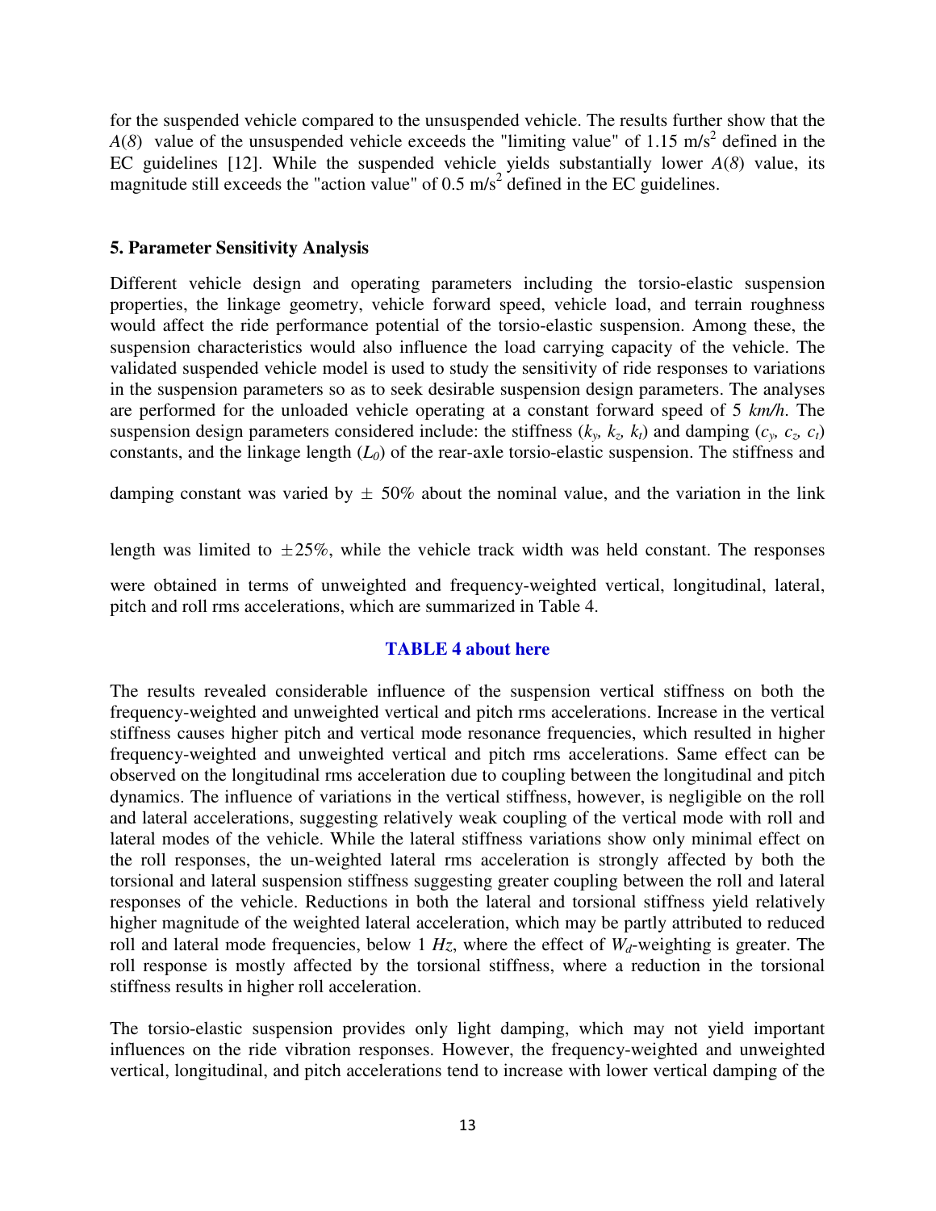for the suspended vehicle compared to the unsuspended vehicle. The results further show that the $A(8)$ value of the unsuspended vehicle exceeds the "limiting value" of 1.15 m/s$^2$ defined in the EC guidelines [12]. While the suspended vehicle yields substantially lower $A(8)$ value, its magnitude still exceeds the "action value" of 0.5 m/s$^2$ defined in the EC guidelines.

## 5. Parameter Sensitivity Analysis

Different vehicle design and operating parameters including the torsio-elastic suspension properties, the linkage geometry, vehicle forward speed, vehicle load, and terrain roughness would affect the ride performance potential of the torsio-elastic suspension. Among these, the suspension characteristics would also influence the load carrying capacity of the vehicle. The validated suspended vehicle model is used to study the sensitivity of ride responses to variations in the suspension parameters so as to seek desirable suspension design parameters. The analyses are performed for the unloaded vehicle operating at a constant forward speed of 5 *km/h*. The suspension design parameters considered include: the stiffness ($k_y$, $k_z$, $k_t$) and damping ($c_y$, $c_z$, $c_t$) constants, and the linkage length ($L_0$) of the rear-axle torsio-elastic suspension. The stiffness and damping constant was varied by $\pm$ 50% about the nominal value, and the variation in the link length was limited to $\pm$25%, while the vehicle track width was held constant. The responses were obtained in terms of unweighted and frequency-weighted vertical, longitudinal, lateral, pitch and roll rms accelerations, which are summarized in Table 4.

**TABLE 4 about here**

The results revealed considerable influence of the suspension vertical stiffness on both the frequency-weighted and unweighted vertical and pitch rms accelerations. Increase in the vertical stiffness causes higher pitch and vertical mode resonance frequencies, which resulted in higher frequency-weighted and unweighted vertical and pitch rms accelerations. Same effect can be observed on the longitudinal rms acceleration due to coupling between the longitudinal and pitch dynamics. The influence of variations in the vertical stiffness, however, is negligible on the roll and lateral accelerations, suggesting relatively weak coupling of the vertical mode with roll and lateral modes of the vehicle. While the lateral stiffness variations show only minimal effect on the roll responses, the un-weighted lateral rms acceleration is strongly affected by both the torsional and lateral suspension stiffness suggesting greater coupling between the roll and lateral responses of the vehicle. Reductions in both the lateral and torsional stiffness yield relatively higher magnitude of the weighted lateral acceleration, which may be partly attributed to reduced roll and lateral mode frequencies, below 1 *Hz*, where the effect of $W_d$-weighting is greater. The roll response is mostly affected by the torsional stiffness, where a reduction in the torsional stiffness results in higher roll acceleration.

The torsio-elastic suspension provides only light damping, which may not yield important influences on the ride vibration responses. However, the frequency-weighted and unweighted vertical, longitudinal, and pitch accelerations tend to increase with lower vertical damping of the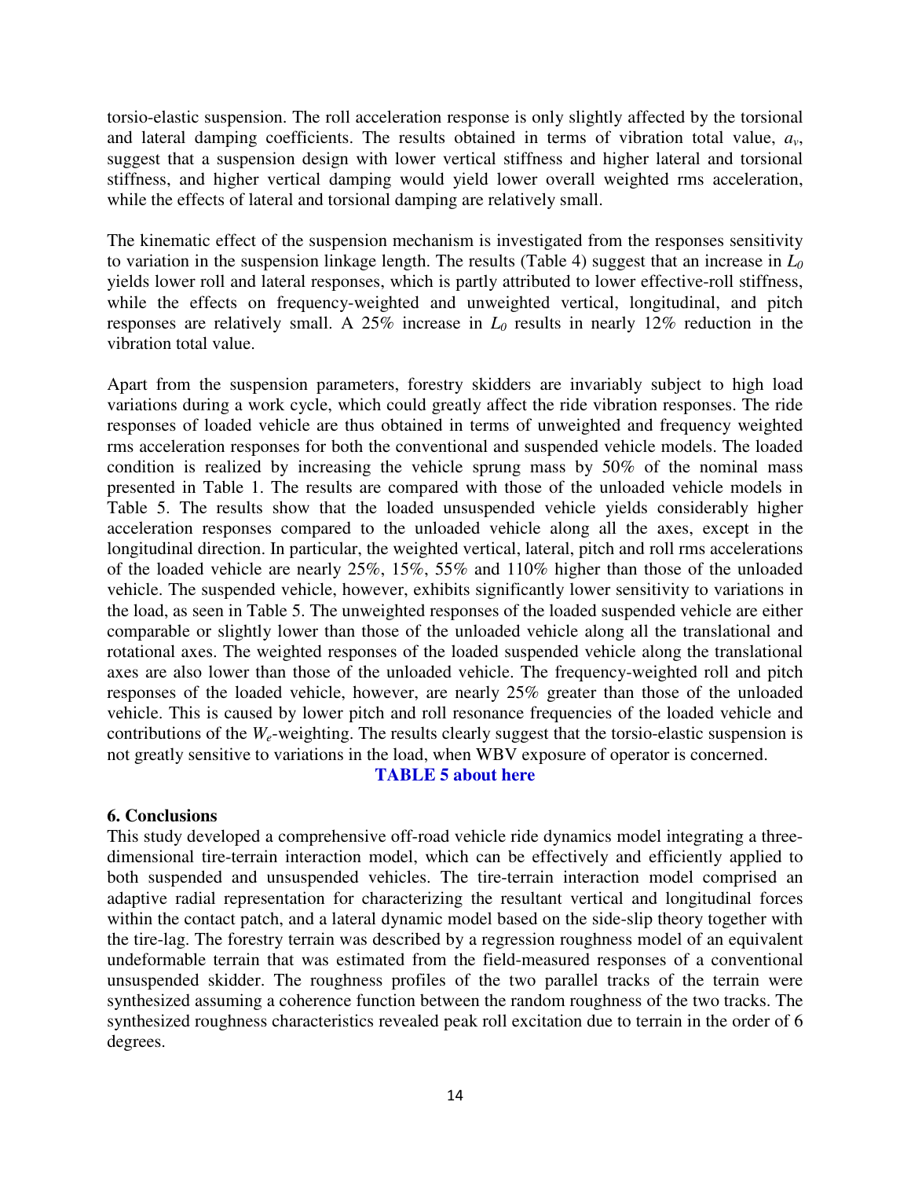torsio-elastic suspension. The roll acceleration response is only slightly affected by the torsional and lateral damping coefficients. The results obtained in terms of vibration total value, $a_v$, suggest that a suspension design with lower vertical stiffness and higher lateral and torsional stiffness, and higher vertical damping would yield lower overall weighted rms acceleration, while the effects of lateral and torsional damping are relatively small.

The kinematic effect of the suspension mechanism is investigated from the responses sensitivity to variation in the suspension linkage length. The results (Table 4) suggest that an increase in $L_0$ yields lower roll and lateral responses, which is partly attributed to lower effective-roll stiffness, while the effects on frequency-weighted and unweighted vertical, longitudinal, and pitch responses are relatively small. A 25% increase in $L_0$ results in nearly 12% reduction in the vibration total value.

Apart from the suspension parameters, forestry skidders are invariably subject to high load variations during a work cycle, which could greatly affect the ride vibration responses. The ride responses of loaded vehicle are thus obtained in terms of unweighted and frequency weighted rms acceleration responses for both the conventional and suspended vehicle models. The loaded condition is realized by increasing the vehicle sprung mass by 50% of the nominal mass presented in Table 1. The results are compared with those of the unloaded vehicle models in Table 5. The results show that the loaded unsuspended vehicle yields considerably higher acceleration responses compared to the unloaded vehicle along all the axes, except in the longitudinal direction. In particular, the weighted vertical, lateral, pitch and roll rms accelerations of the loaded vehicle are nearly 25%, 15%, 55% and 110% higher than those of the unloaded vehicle. The suspended vehicle, however, exhibits significantly lower sensitivity to variations in the load, as seen in Table 5. The unweighted responses of the loaded suspended vehicle are either comparable or slightly lower than those of the unloaded vehicle along all the translational and rotational axes. The weighted responses of the loaded suspended vehicle along the translational axes are also lower than those of the unloaded vehicle. The frequency-weighted roll and pitch responses of the loaded vehicle, however, are nearly 25% greater than those of the unloaded vehicle. This is caused by lower pitch and roll resonance frequencies of the loaded vehicle and contributions of the $W_e$-weighting. The results clearly suggest that the torsio-elastic suspension is not greatly sensitive to variations in the load, when WBV exposure of operator is concerned.

**TABLE 5 about here**

## 6. Conclusions

This study developed a comprehensive off-road vehicle ride dynamics model integrating a three-dimensional tire-terrain interaction model, which can be effectively and efficiently applied to both suspended and unsuspended vehicles. The tire-terrain interaction model comprised an adaptive radial representation for characterizing the resultant vertical and longitudinal forces within the contact patch, and a lateral dynamic model based on the side-slip theory together with the tire-lag. The forestry terrain was described by a regression roughness model of an equivalent undeformable terrain that was estimated from the field-measured responses of a conventional unsuspended skidder. The roughness profiles of the two parallel tracks of the terrain were synthesized assuming a coherence function between the random roughness of the two tracks. The synthesized roughness characteristics revealed peak roll excitation due to terrain in the order of 6 degrees.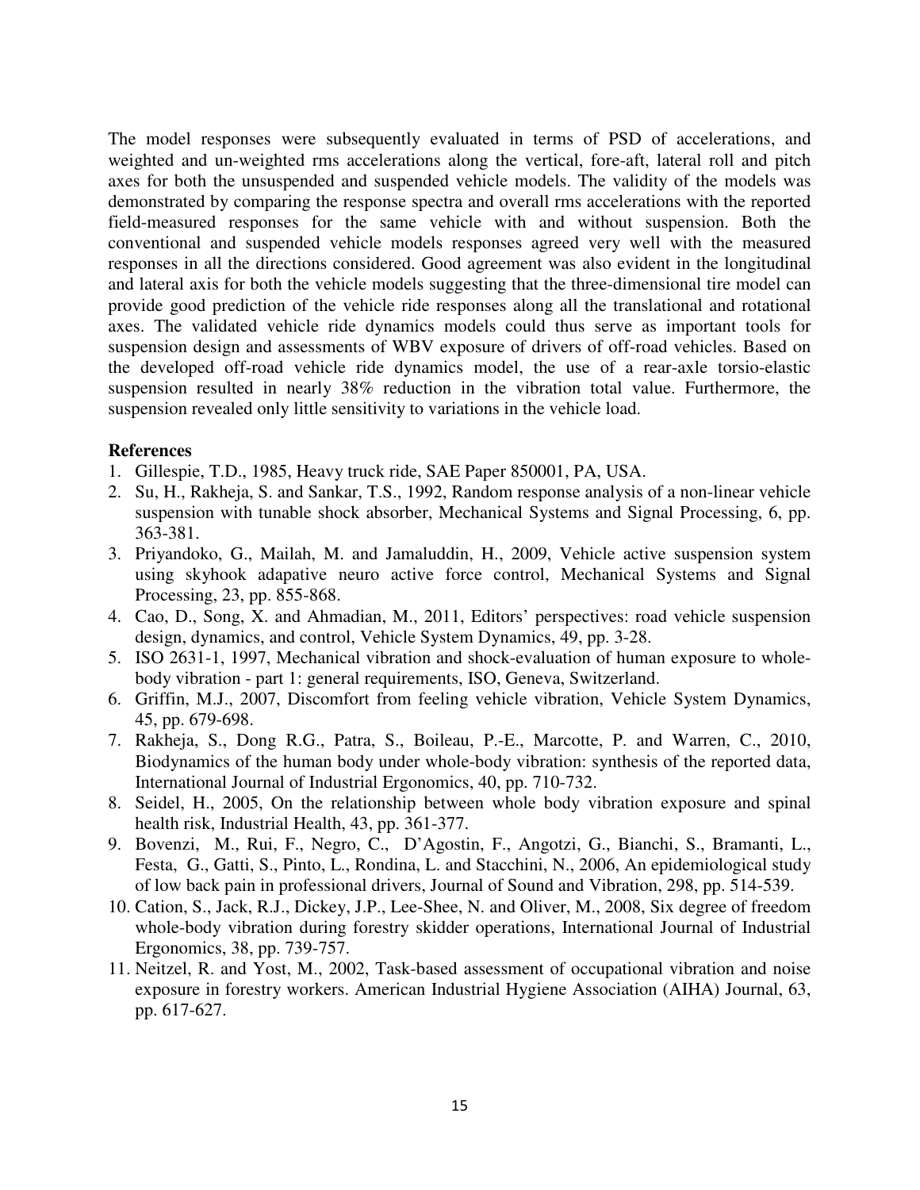The model responses were subsequently evaluated in terms of PSD of accelerations, and weighted and un-weighted rms accelerations along the vertical, fore-aft, lateral roll and pitch axes for both the unsuspended and suspended vehicle models. The validity of the models was demonstrated by comparing the response spectra and overall rms accelerations with the reported field-measured responses for the same vehicle with and without suspension. Both the conventional and suspended vehicle models responses agreed very well with the measured responses in all the directions considered. Good agreement was also evident in the longitudinal and lateral axis for both the vehicle models suggesting that the three-dimensional tire model can provide good prediction of the vehicle ride responses along all the translational and rotational axes. The validated vehicle ride dynamics models could thus serve as important tools for suspension design and assessments of WBV exposure of drivers of off-road vehicles. Based on the developed off-road vehicle ride dynamics model, the use of a rear-axle torsio-elastic suspension resulted in nearly 38% reduction in the vibration total value. Furthermore, the suspension revealed only little sensitivity to variations in the vehicle load.

**References**

1. Gillespie, T.D., 1985, Heavy truck ride, SAE Paper 850001, PA, USA.
2. Su, H., Rakheja, S. and Sankar, T.S., 1992, Random response analysis of a non-linear vehicle suspension with tunable shock absorber, Mechanical Systems and Signal Processing, 6, pp. 363-381.
3. Priyandoko, G., Mailah, M. and Jamaluddin, H., 2009, Vehicle active suspension system using skyhook adapative neuro active force control, Mechanical Systems and Signal Processing, 23, pp. 855-868.
4. Cao, D., Song, X. and Ahmadian, M., 2011, Editors' perspectives: road vehicle suspension design, dynamics, and control, Vehicle System Dynamics, 49, pp. 3-28.
5. ISO 2631-1, 1997, Mechanical vibration and shock-evaluation of human exposure to whole-body vibration - part 1: general requirements, ISO, Geneva, Switzerland.
6. Griffin, M.J., 2007, Discomfort from feeling vehicle vibration, Vehicle System Dynamics, 45, pp. 679-698.
7. Rakheja, S., Dong R.G., Patra, S., Boileau, P.-E., Marcotte, P. and Warren, C., 2010, Biodynamics of the human body under whole-body vibration: synthesis of the reported data, International Journal of Industrial Ergonomics, 40, pp. 710-732.
8. Seidel, H., 2005, On the relationship between whole body vibration exposure and spinal health risk, Industrial Health, 43, pp. 361-377.
9. Bovenzi, M., Rui, F., Negro, C., D'Agostin, F., Angotzi, G., Bianchi, S., Bramanti, L., Festa, G., Gatti, S., Pinto, L., Rondina, L. and Stacchini, N., 2006, An epidemiological study of low back pain in professional drivers, Journal of Sound and Vibration, 298, pp. 514-539.
10. Cation, S., Jack, R.J., Dickey, J.P., Lee-Shee, N. and Oliver, M., 2008, Six degree of freedom whole-body vibration during forestry skidder operations, International Journal of Industrial Ergonomics, 38, pp. 739-757.
11. Neitzel, R. and Yost, M., 2002, Task-based assessment of occupational vibration and noise exposure in forestry workers. American Industrial Hygiene Association (AIHA) Journal, 63, pp. 617-627.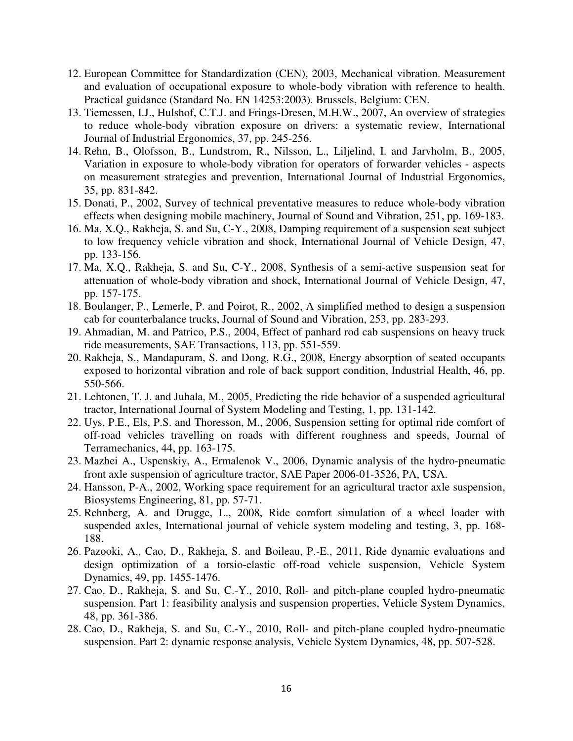12. European Committee for Standardization (CEN), 2003, Mechanical vibration. Measurement and evaluation of occupational exposure to whole-body vibration with reference to health. Practical guidance (Standard No. EN 14253:2003). Brussels, Belgium: CEN.
13. Tiemessen, I.J., Hulshof, C.T.J. and Frings-Dresen, M.H.W., 2007, An overview of strategies to reduce whole-body vibration exposure on drivers: a systematic review, International Journal of Industrial Ergonomics, 37, pp. 245-256.
14. Rehn, B., Olofsson, B., Lundstrom, R., Nilsson, L., Liljelind, I. and Jarvholm, B., 2005, Variation in exposure to whole-body vibration for operators of forwarder vehicles - aspects on measurement strategies and prevention, International Journal of Industrial Ergonomics, 35, pp. 831-842.
15. Donati, P., 2002, Survey of technical preventative measures to reduce whole-body vibration effects when designing mobile machinery, Journal of Sound and Vibration, 251, pp. 169-183.
16. Ma, X.Q., Rakheja, S. and Su, C-Y., 2008, Damping requirement of a suspension seat subject to low frequency vehicle vibration and shock, International Journal of Vehicle Design, 47, pp. 133-156.
17. Ma, X.Q., Rakheja, S. and Su, C-Y., 2008, Synthesis of a semi-active suspension seat for attenuation of whole-body vibration and shock, International Journal of Vehicle Design, 47, pp. 157-175.
18. Boulanger, P., Lemerle, P. and Poirot, R., 2002, A simplified method to design a suspension cab for counterbalance trucks, Journal of Sound and Vibration, 253, pp. 283-293.
19. Ahmadian, M. and Patrico, P.S., 2004, Effect of panhard rod cab suspensions on heavy truck ride measurements, SAE Transactions, 113, pp. 551-559.
20. Rakheja, S., Mandapuram, S. and Dong, R.G., 2008, Energy absorption of seated occupants exposed to horizontal vibration and role of back support condition, Industrial Health, 46, pp. 550-566.
21. Lehtonen, T. J. and Juhala, M., 2005, Predicting the ride behavior of a suspended agricultural tractor, International Journal of System Modeling and Testing, 1, pp. 131-142.
22. Uys, P.E., Els, P.S. and Thoresson, M., 2006, Suspension setting for optimal ride comfort of off-road vehicles travelling on roads with different roughness and speeds, Journal of Terramechanics, 44, pp. 163-175.
23. Mazhei A., Uspenskiy, A., Ermalenok V., 2006, Dynamic analysis of the hydro-pneumatic front axle suspension of agriculture tractor, SAE Paper 2006-01-3526, PA, USA.
24. Hansson, P-A., 2002, Working space requirement for an agricultural tractor axle suspension, Biosystems Engineering, 81, pp. 57-71.
25. Rehnberg, A. and Drugge, L., 2008, Ride comfort simulation of a wheel loader with suspended axles, International journal of vehicle system modeling and testing, 3, pp. 168-188.
26. Pazooki, A., Cao, D., Rakheja, S. and Boileau, P.-E., 2011, Ride dynamic evaluations and design optimization of a torsio-elastic off-road vehicle suspension, Vehicle System Dynamics, 49, pp. 1455-1476.
27. Cao, D., Rakheja, S. and Su, C.-Y., 2010, Roll- and pitch-plane coupled hydro-pneumatic suspension. Part 1: feasibility analysis and suspension properties, Vehicle System Dynamics, 48, pp. 361-386.
28. Cao, D., Rakheja, S. and Su, C.-Y., 2010, Roll- and pitch-plane coupled hydro-pneumatic suspension. Part 2: dynamic response analysis, Vehicle System Dynamics, 48, pp. 507-528.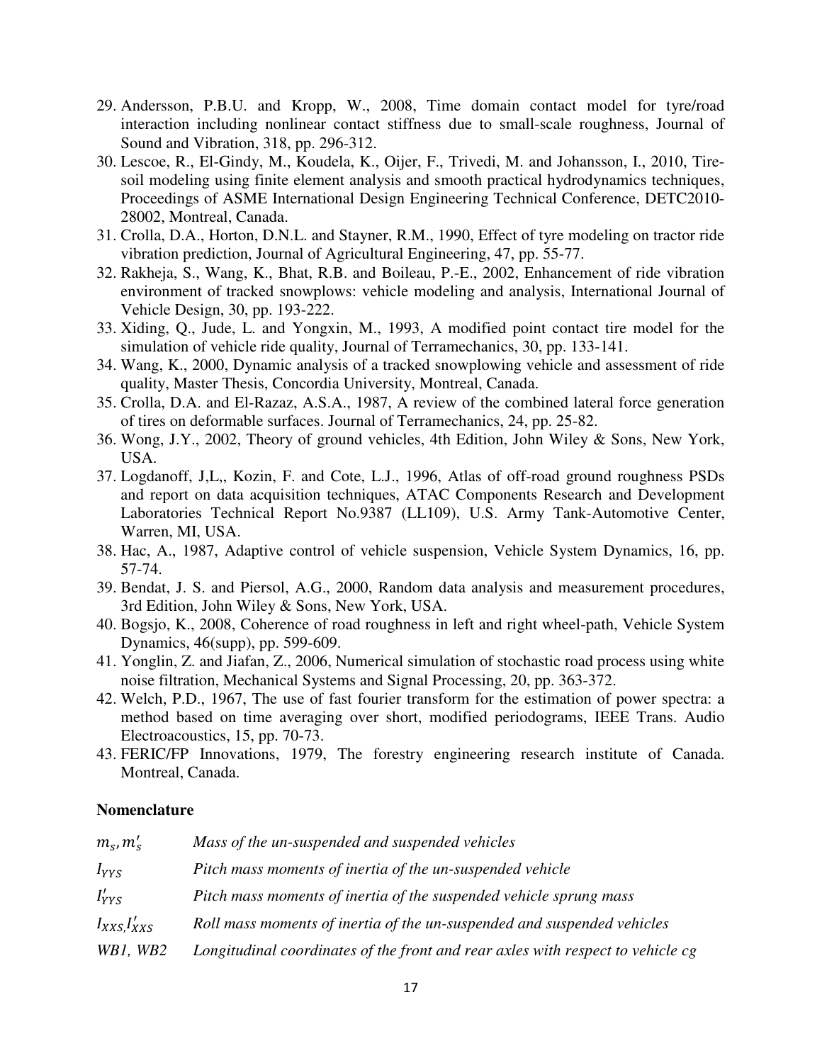29. Andersson, P.B.U. and Kropp, W., 2008, Time domain contact model for tyre/road interaction including nonlinear contact stiffness due to small-scale roughness, Journal of Sound and Vibration, 318, pp. 296-312.
30. Lescoe, R., El-Gindy, M., Koudela, K., Oijer, F., Trivedi, M. and Johansson, I., 2010, Tire-soil modeling using finite element analysis and smooth practical hydrodynamics techniques, Proceedings of ASME International Design Engineering Technical Conference, DETC2010-28002, Montreal, Canada.
31. Crolla, D.A., Horton, D.N.L. and Stayner, R.M., 1990, Effect of tyre modeling on tractor ride vibration prediction, Journal of Agricultural Engineering, 47, pp. 55-77.
32. Rakheja, S., Wang, K., Bhat, R.B. and Boileau, P.-E., 2002, Enhancement of ride vibration environment of tracked snowplows: vehicle modeling and analysis, International Journal of Vehicle Design, 30, pp. 193-222.
33. Xiding, Q., Jude, L. and Yongxin, M., 1993, A modified point contact tire model for the simulation of vehicle ride quality, Journal of Terramechanics, 30, pp. 133-141.
34. Wang, K., 2000, Dynamic analysis of a tracked snowplowing vehicle and assessment of ride quality, Master Thesis, Concordia University, Montreal, Canada.
35. Crolla, D.A. and El-Razaz, A.S.A., 1987, A review of the combined lateral force generation of tires on deformable surfaces. Journal of Terramechanics, 24, pp. 25-82.
36. Wong, J.Y., 2002, Theory of ground vehicles, 4th Edition, John Wiley & Sons, New York, USA.
37. Logdanoff, J,L,, Kozin, F. and Cote, L.J., 1996, Atlas of off-road ground roughness PSDs and report on data acquisition techniques, ATAC Components Research and Development Laboratories Technical Report No.9387 (LL109), U.S. Army Tank-Automotive Center, Warren, MI, USA.
38. Hac, A., 1987, Adaptive control of vehicle suspension, Vehicle System Dynamics, 16, pp. 57-74.
39. Bendat, J. S. and Piersol, A.G., 2000, Random data analysis and measurement procedures, 3rd Edition, John Wiley & Sons, New York, USA.
40. Bogsjo, K., 2008, Coherence of road roughness in left and right wheel-path, Vehicle System Dynamics, 46(supp), pp. 599-609.
41. Yonglin, Z. and Jiafan, Z., 2006, Numerical simulation of stochastic road process using white noise filtration, Mechanical Systems and Signal Processing, 20, pp. 363-372.
42. Welch, P.D., 1967, The use of fast fourier transform for the estimation of power spectra: a method based on time averaging over short, modified periodograms, IEEE Trans. Audio Electroacoustics, 15, pp. 70-73.
43. FERIC/FP Innovations, 1979, The forestry engineering research institute of Canada. Montreal, Canada.

**Nomenclature**

| | |
|---|---|
| $m_s, m'_s$ | *Mass of the un-suspended and suspended vehicles* |
| $I_{YYS}$ | *Pitch mass moments of inertia of the un-suspended vehicle* |
| $I'_{YYS}$ | *Pitch mass moments of inertia of the suspended vehicle sprung mass* |
| $I_{XXS}, I'_{XXS}$ | *Roll mass moments of inertia of the un-suspended and suspended vehicles* |
| *WB1, WB2* | *Longitudinal coordinates of the front and rear axles with respect to vehicle cg* |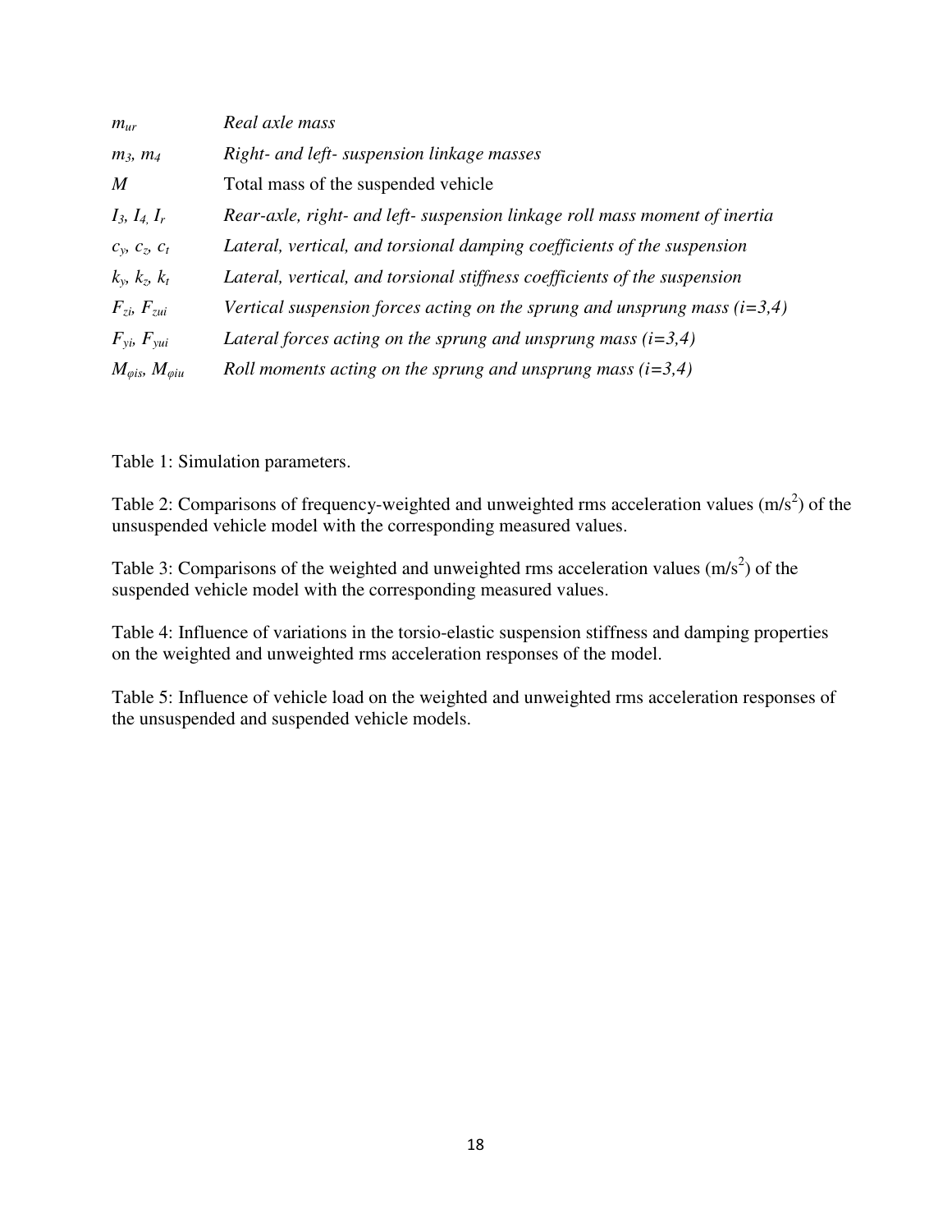| | |
|---|---|
| $m_{ur}$ | *Real axle mass* |
| $m_3$, $m_4$ | *Right- and left- suspension linkage masses* |
| $M$ | Total mass of the suspended vehicle |
| $I_3$, $I_4$, $I_r$ | *Rear-axle, right- and left- suspension linkage roll mass moment of inertia* |
| $c_y$, $c_z$, $c_t$ | *Lateral, vertical, and torsional damping coefficients of the suspension* |
| $k_y$, $k_z$, $k_t$ | *Lateral, vertical, and torsional stiffness coefficients of the suspension* |
| $F_{zi}$, $F_{zui}$ | *Vertical suspension forces acting on the sprung and unsprung mass (i=3,4)* |
| $F_{yi}$, $F_{yui}$ | *Lateral forces acting on the sprung and unsprung mass (i=3,4)* |
| $M_{\varphi is}$, $M_{\varphi iu}$ | *Roll moments acting on the sprung and unsprung mass (i=3,4)* |

Table 1: Simulation parameters.

Table 2: Comparisons of frequency-weighted and unweighted rms acceleration values ($m/s^2$) of the unsuspended vehicle model with the corresponding measured values.

Table 3: Comparisons of the weighted and unweighted rms acceleration values ($m/s^2$) of the suspended vehicle model with the corresponding measured values.

Table 4: Influence of variations in the torsio-elastic suspension stiffness and damping properties on the weighted and unweighted rms acceleration responses of the model.

Table 5: Influence of vehicle load on the weighted and unweighted rms acceleration responses of the unsuspended and suspended vehicle models.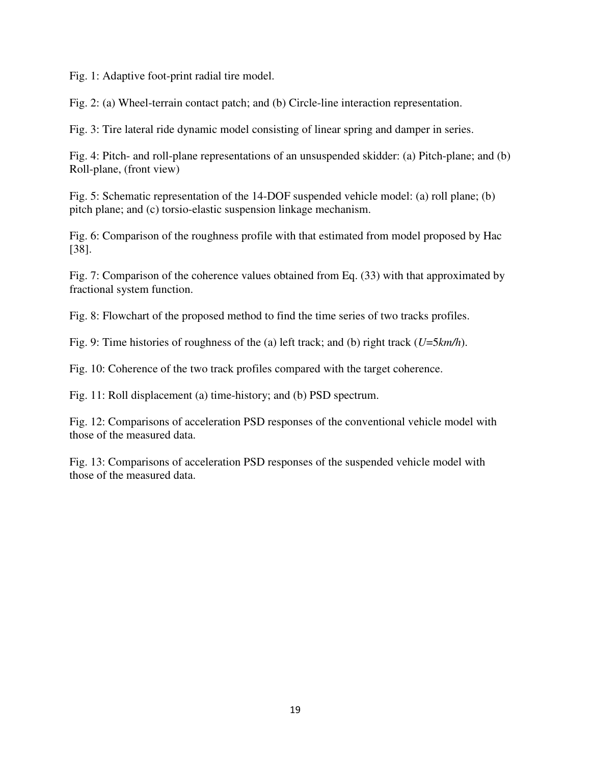Fig. 1: Adaptive foot-print radial tire model.

Fig. 2: (a) Wheel-terrain contact patch; and (b) Circle-line interaction representation.

Fig. 3: Tire lateral ride dynamic model consisting of linear spring and damper in series.

Fig. 4: Pitch- and roll-plane representations of an unsuspended skidder: (a) Pitch-plane; and (b) Roll-plane, (front view)

Fig. 5: Schematic representation of the 14-DOF suspended vehicle model: (a) roll plane; (b) pitch plane; and (c) torsio-elastic suspension linkage mechanism.

Fig. 6: Comparison of the roughness profile with that estimated from model proposed by Hac [38].

Fig. 7: Comparison of the coherence values obtained from Eq. (33) with that approximated by fractional system function.

Fig. 8: Flowchart of the proposed method to find the time series of two tracks profiles.

Fig. 9: Time histories of roughness of the (a) left track; and (b) right track ($U$=5$km/h$).

Fig. 10: Coherence of the two track profiles compared with the target coherence.

Fig. 11: Roll displacement (a) time-history; and (b) PSD spectrum.

Fig. 12: Comparisons of acceleration PSD responses of the conventional vehicle model with those of the measured data.

Fig. 13: Comparisons of acceleration PSD responses of the suspended vehicle model with those of the measured data.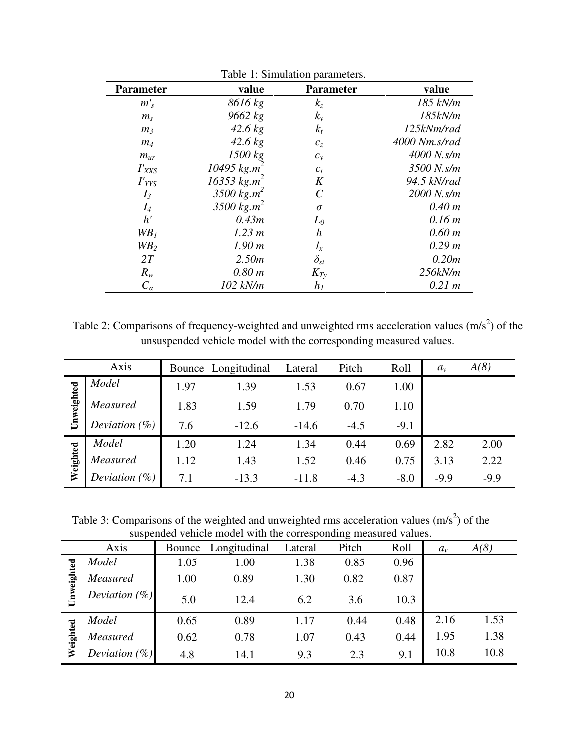Table 1: Simulation parameters.

| Parameter | value | Parameter | value |
|---|---|---|---|
| $m'_s$ | 8616 kg | $k_z$ | 185 kN/m |
| $m_s$ | 9662 kg | $k_y$ | 185kN/m |
| $m_3$ | 42.6 kg | $k_t$ | 125kNm/rad |
| $m_4$ | 42.6 kg | $c_z$ | 4000 Nm.s/rad |
| $m_{ur}$ | 1500 kg | $c_y$ | 4000 N.s/m |
| $I'_{XXS}$ | 10495 $kg.m^2$ | $c_t$ | 3500 N.s/m |
| $I'_{YYS}$ | 16353 $kg.m^2$ | $K$ | 94.5 kN/rad |
| $I_3$ | 3500 $kg.m^2$ | $C$ | 2000 N.s/m |
| $I_4$ | 3500 $kg.m^2$ | $\sigma$ | 0.40 m |
| $h'$ | 0.43m | $L_0$ | 0.16 m |
| $WB_1$ | 1.23 m | $h$ | 0.60 m |
| $WB_2$ | 1.90 m | $l_x$ | 0.29 m |
| $2T$ | 2.50m | $\delta_{st}$ | 0.20m |
| $R_w$ | 0.80 m | $K_{Ty}$ | 256kN/m |
| $C_\alpha$ | 102 kN/m | $h_1$ | 0.21 m |

Table 2: Comparisons of frequency-weighted and unweighted rms acceleration values ($m/s^2$) of the unsuspended vehicle model with the corresponding measured values.

| | Axis | Bounce | Longitudinal | Lateral | Pitch | Roll | $a_v$ | $A(8)$ |
|---|---|---|---|---|---|---|---|---|
| **Unweighted** | *Model* | 1.97 | 1.39 | 1.53 | 0.67 | 1.00 | | |
| | *Measured* | 1.83 | 1.59 | 1.79 | 0.70 | 1.10 | | |
| | *Deviation (%)* | 7.6 | -12.6 | -14.6 | -4.5 | -9.1 | | |
| **Weighted** | *Model* | 1.20 | 1.24 | 1.34 | 0.44 | 0.69 | 2.82 | 2.00 |
| | *Measured* | 1.12 | 1.43 | 1.52 | 0.46 | 0.75 | 3.13 | 2.22 |
| | *Deviation (%)* | 7.1 | -13.3 | -11.8 | -4.3 | -8.0 | -9.9 | -9.9 |

Table 3: Comparisons of the weighted and unweighted rms acceleration values ($m/s^2$) of the suspended vehicle model with the corresponding measured values.

| | Axis | Bounce | Longitudinal | Lateral | Pitch | Roll | $a_v$ | $A(8)$ |
|---|---|---|---|---|---|---|---|---|
| **Unweighted** | *Model* | 1.05 | 1.00 | 1.38 | 0.85 | 0.96 | | |
| | *Measured* | 1.00 | 0.89 | 1.30 | 0.82 | 0.87 | | |
| | *Deviation (%)* | 5.0 | 12.4 | 6.2 | 3.6 | 10.3 | | |
| **Weighted** | *Model* | 0.65 | 0.89 | 1.17 | 0.44 | 0.48 | 2.16 | 1.53 |
| | *Measured* | 0.62 | 0.78 | 1.07 | 0.43 | 0.44 | 1.95 | 1.38 |
| | *Deviation (%)* | 4.8 | 14.1 | 9.3 | 2.3 | 9.1 | 10.8 | 10.8 |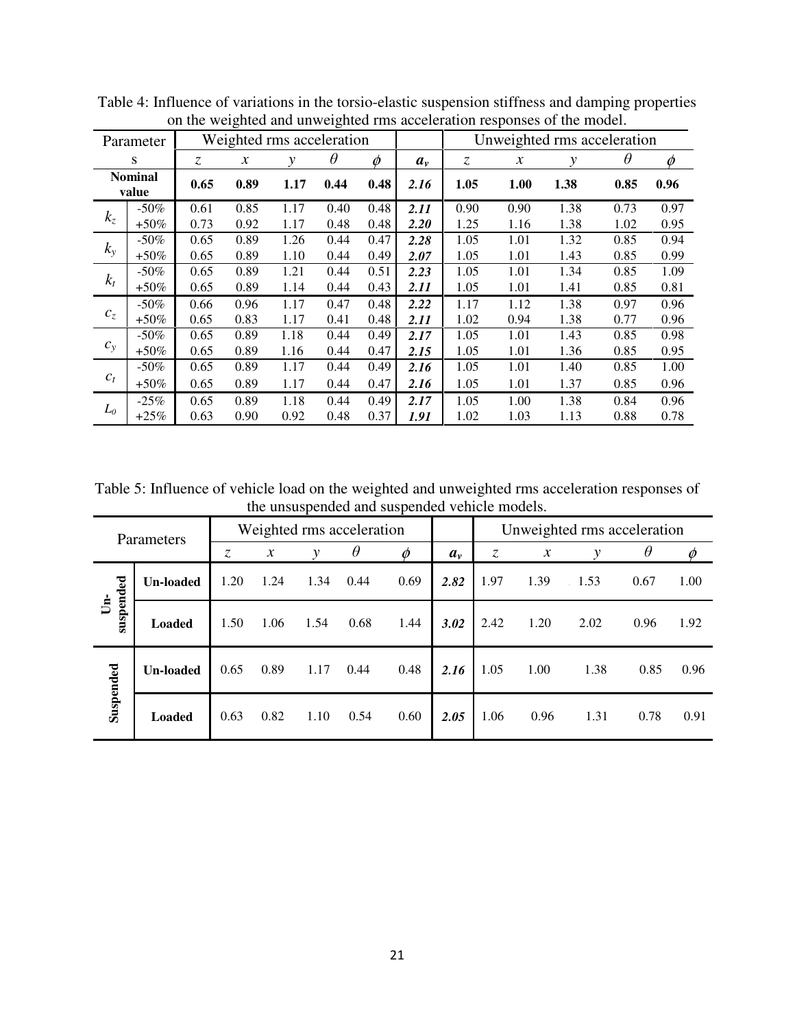Table 4: Influence of variations in the torsio-elastic suspension stiffness and damping properties on the weighted and unweighted rms acceleration responses of the model.

| Parameters | | Weighted rms acceleration | | | | | | Unweighted rms acceleration | | | | |
|---|---|---|---|---|---|---|---|---|---|---|---|---|
| | | $z$ | $x$ | $y$ | $\theta$ | $\phi$ | $a_v$ | $z$ | $x$ | $y$ | $\theta$ | $\phi$ |
| **Nominal value** | | **0.65** | **0.89** | **1.17** | **0.44** | **0.48** | ***2.16*** | **1.05** | **1.00** | **1.38** | **0.85** | **0.96** |
| $k_z$ | -50% | 0.61 | 0.85 | 1.17 | 0.40 | 0.48 | ***2.11*** | 0.90 | 0.90 | 1.38 | 0.73 | 0.97 |
| | +50% | 0.73 | 0.92 | 1.17 | 0.48 | 0.48 | ***2.20*** | 1.25 | 1.16 | 1.38 | 1.02 | 0.95 |
| $k_y$ | -50% | 0.65 | 0.89 | 1.26 | 0.44 | 0.47 | ***2.28*** | 1.05 | 1.01 | 1.32 | 0.85 | 0.94 |
| | +50% | 0.65 | 0.89 | 1.10 | 0.44 | 0.49 | ***2.07*** | 1.05 | 1.01 | 1.43 | 0.85 | 0.99 |
| $k_t$ | -50% | 0.65 | 0.89 | 1.21 | 0.44 | 0.51 | ***2.23*** | 1.05 | 1.01 | 1.34 | 0.85 | 1.09 |
| | +50% | 0.65 | 0.89 | 1.14 | 0.44 | 0.43 | ***2.11*** | 1.05 | 1.01 | 1.41 | 0.85 | 0.81 |
| $c_z$ | -50% | 0.66 | 0.96 | 1.17 | 0.47 | 0.48 | ***2.22*** | 1.17 | 1.12 | 1.38 | 0.97 | 0.96 |
| | +50% | 0.65 | 0.83 | 1.17 | 0.41 | 0.48 | ***2.11*** | 1.02 | 0.94 | 1.38 | 0.77 | 0.96 |
| $c_y$ | -50% | 0.65 | 0.89 | 1.18 | 0.44 | 0.49 | ***2.17*** | 1.05 | 1.01 | 1.43 | 0.85 | 0.98 |
| | +50% | 0.65 | 0.89 | 1.16 | 0.44 | 0.47 | ***2.15*** | 1.05 | 1.01 | 1.36 | 0.85 | 0.95 |
| $c_t$ | -50% | 0.65 | 0.89 | 1.17 | 0.44 | 0.49 | ***2.16*** | 1.05 | 1.01 | 1.40 | 0.85 | 1.00 |
| | +50% | 0.65 | 0.89 | 1.17 | 0.44 | 0.47 | ***2.16*** | 1.05 | 1.01 | 1.37 | 0.85 | 0.96 |
| $L_0$ | -25% | 0.65 | 0.89 | 1.18 | 0.44 | 0.49 | ***2.17*** | 1.05 | 1.00 | 1.38 | 0.84 | 0.96 |
| | +25% | 0.63 | 0.90 | 0.92 | 0.48 | 0.37 | ***1.91*** | 1.02 | 1.03 | 1.13 | 0.88 | 0.78 |

Table 5: Influence of vehicle load on the weighted and unweighted rms acceleration responses of the unsuspended and suspended vehicle models.

| Parameters | | Weighted rms acceleration | | | | | | Unweighted rms acceleration | | | | |
|---|---|---|---|---|---|---|---|---|---|---|---|---|
| | | $z$ | $x$ | $y$ | $\theta$ | $\phi$ | $a_v$ | $z$ | $x$ | $y$ | $\theta$ | $\phi$ |
| **Un-suspended** | **Un-loaded** | 1.20 | 1.24 | 1.34 | 0.44 | 0.69 | ***2.82*** | 1.97 | 1.39 | 1.53 | 0.67 | 1.00 |
| | **Loaded** | 1.50 | 1.06 | 1.54 | 0.68 | 1.44 | ***3.02*** | 2.42 | 1.20 | 2.02 | 0.96 | 1.92 |
| **Suspended** | **Un-loaded** | 0.65 | 0.89 | 1.17 | 0.44 | 0.48 | ***2.16*** | 1.05 | 1.00 | 1.38 | 0.85 | 0.96 |
| | **Loaded** | 0.63 | 0.82 | 1.10 | 0.54 | 0.60 | ***2.05*** | 1.06 | 0.96 | 1.31 | 0.78 | 0.91 |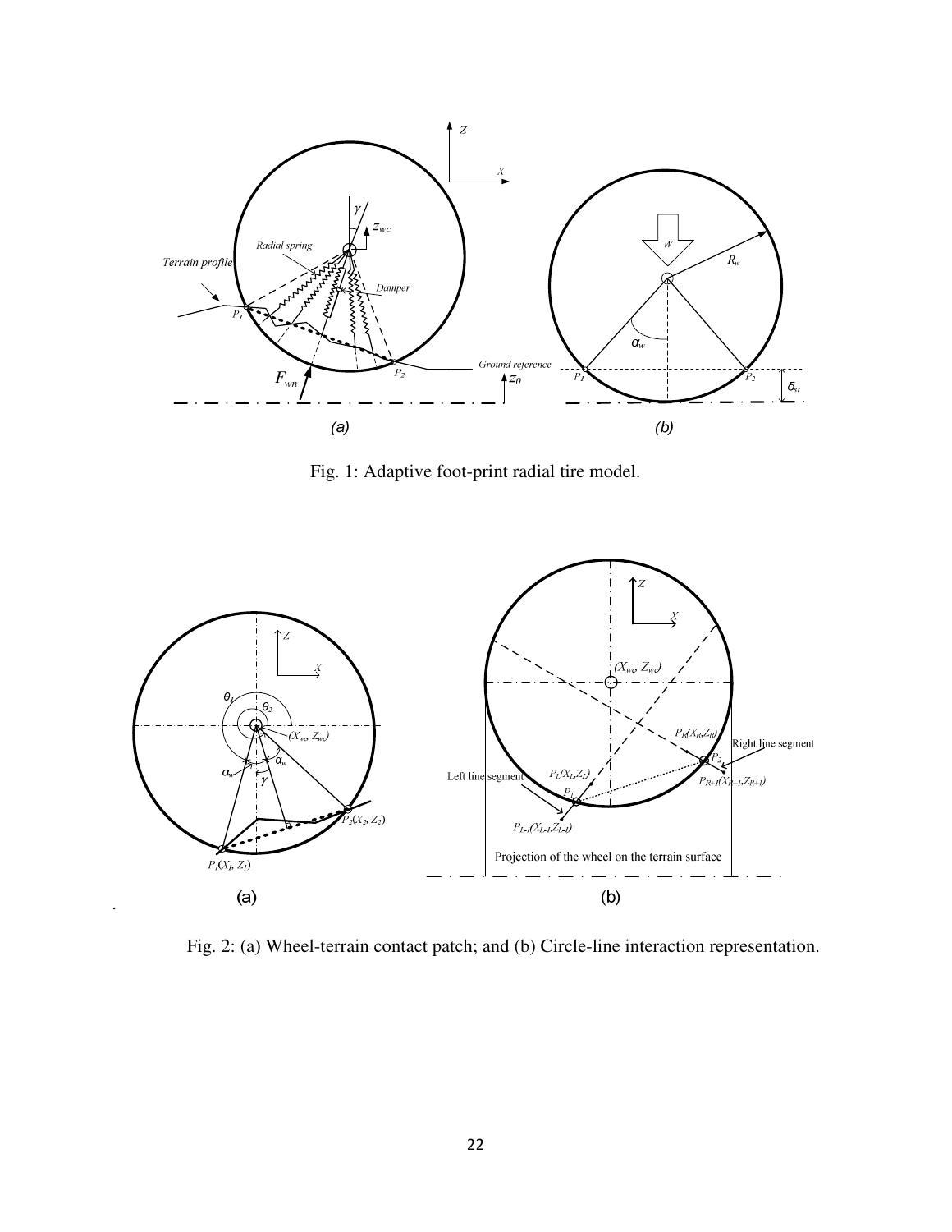Fig. 1: Adaptive foot-print radial tire model.

Fig. 2: (a) Wheel-terrain contact patch; and (b) Circle-line interaction representation.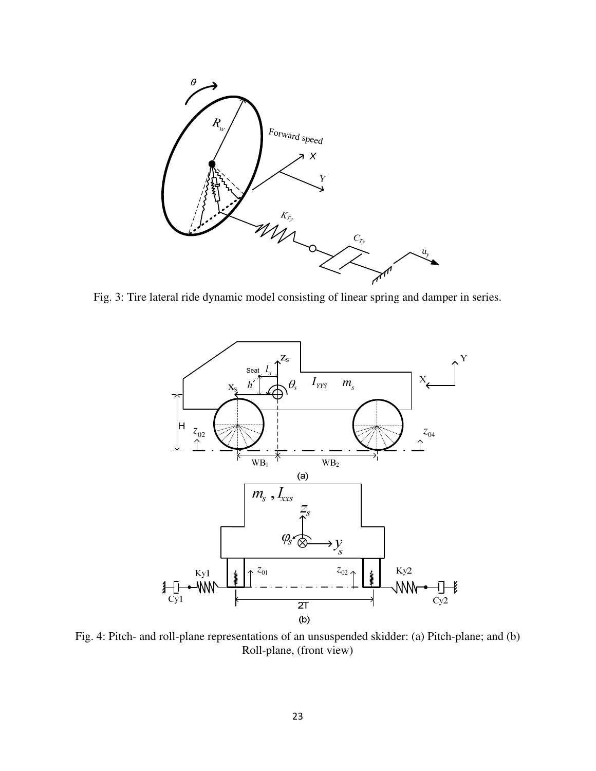Fig. 3: Tire lateral ride dynamic model consisting of linear spring and damper in series.

Fig. 4: Pitch- and roll-plane representations of an unsuspended skidder: (a) Pitch-plane; and (b) Roll-plane, (front view)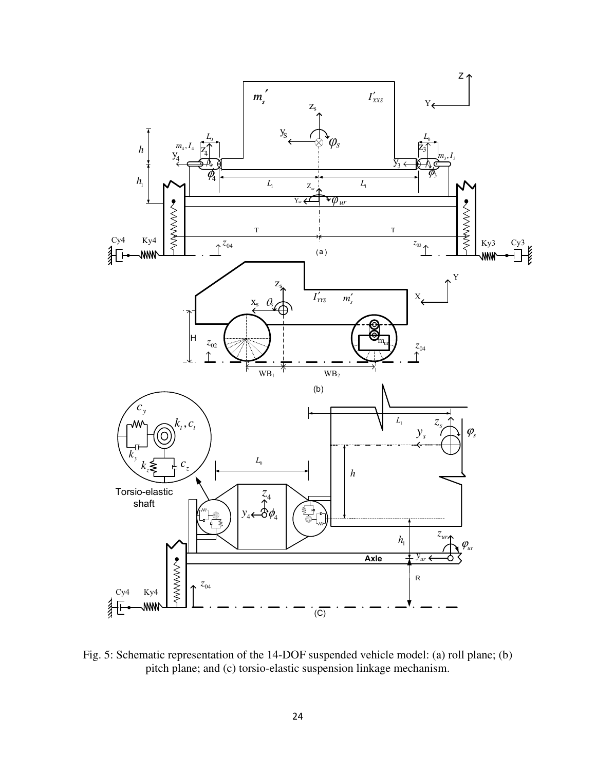Fig. 5: Schematic representation of the 14-DOF suspended vehicle model: (a) roll plane; (b) pitch plane; and (c) torsio-elastic suspension linkage mechanism.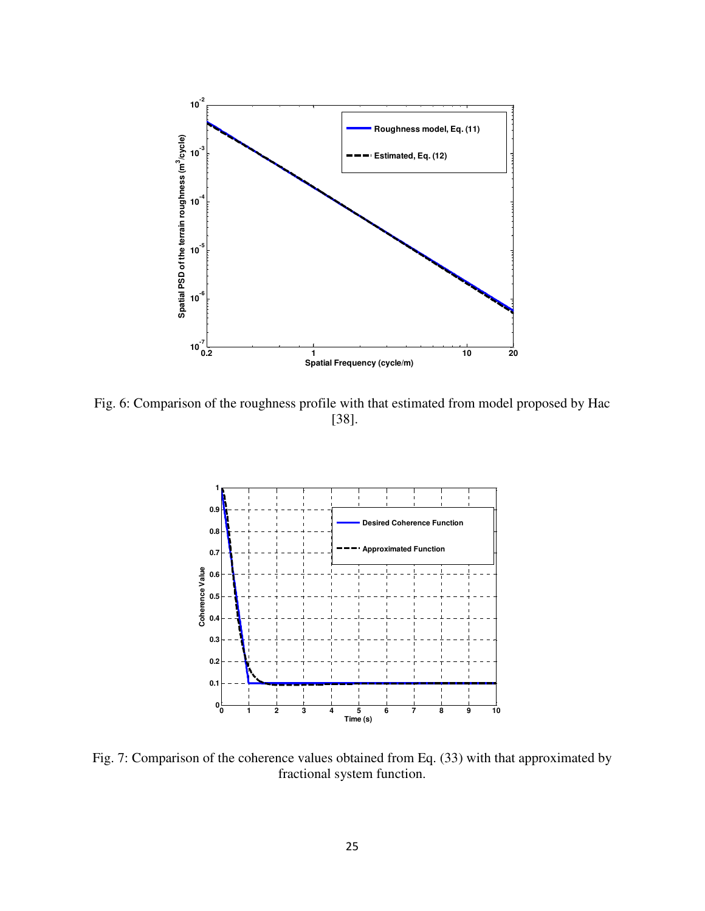Fig. 6: Comparison of the roughness profile with that estimated from model proposed by Hac [38].

Fig. 7: Comparison of the coherence values obtained from Eq. (33) with that approximated by fractional system function.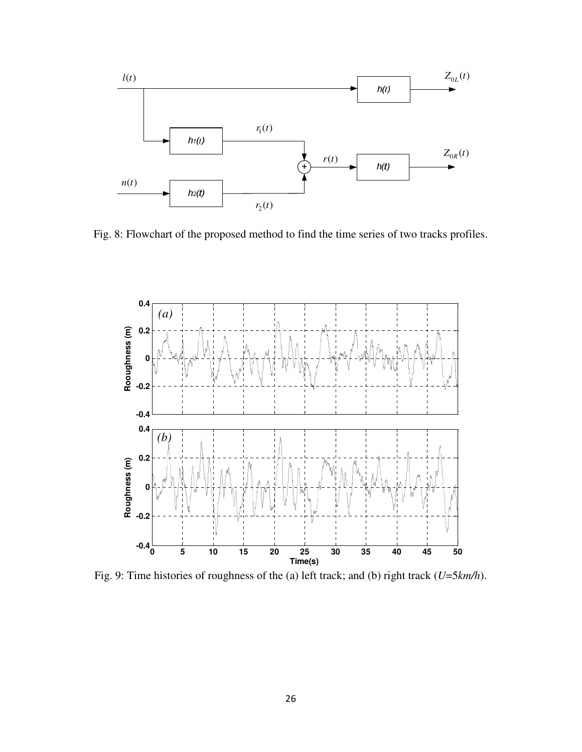Fig. 8: Flowchart of the proposed method to find the time series of two tracks profiles.

Fig. 9: Time histories of roughness of the (a) left track; and (b) right track ($U$=5*km/h*).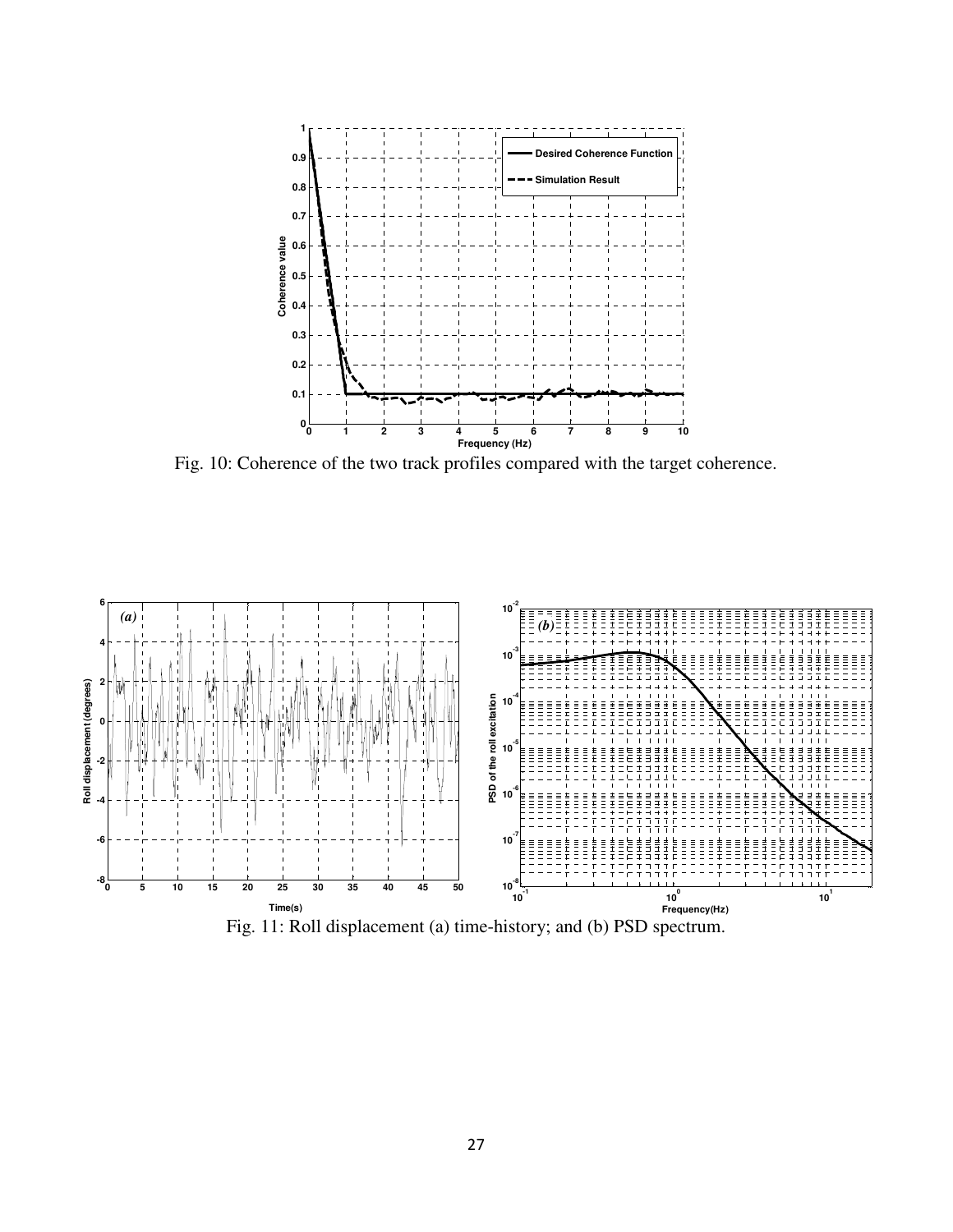Fig. 10: Coherence of the two track profiles compared with the target coherence.

Fig. 11: Roll displacement (a) time-history; and (b) PSD spectrum.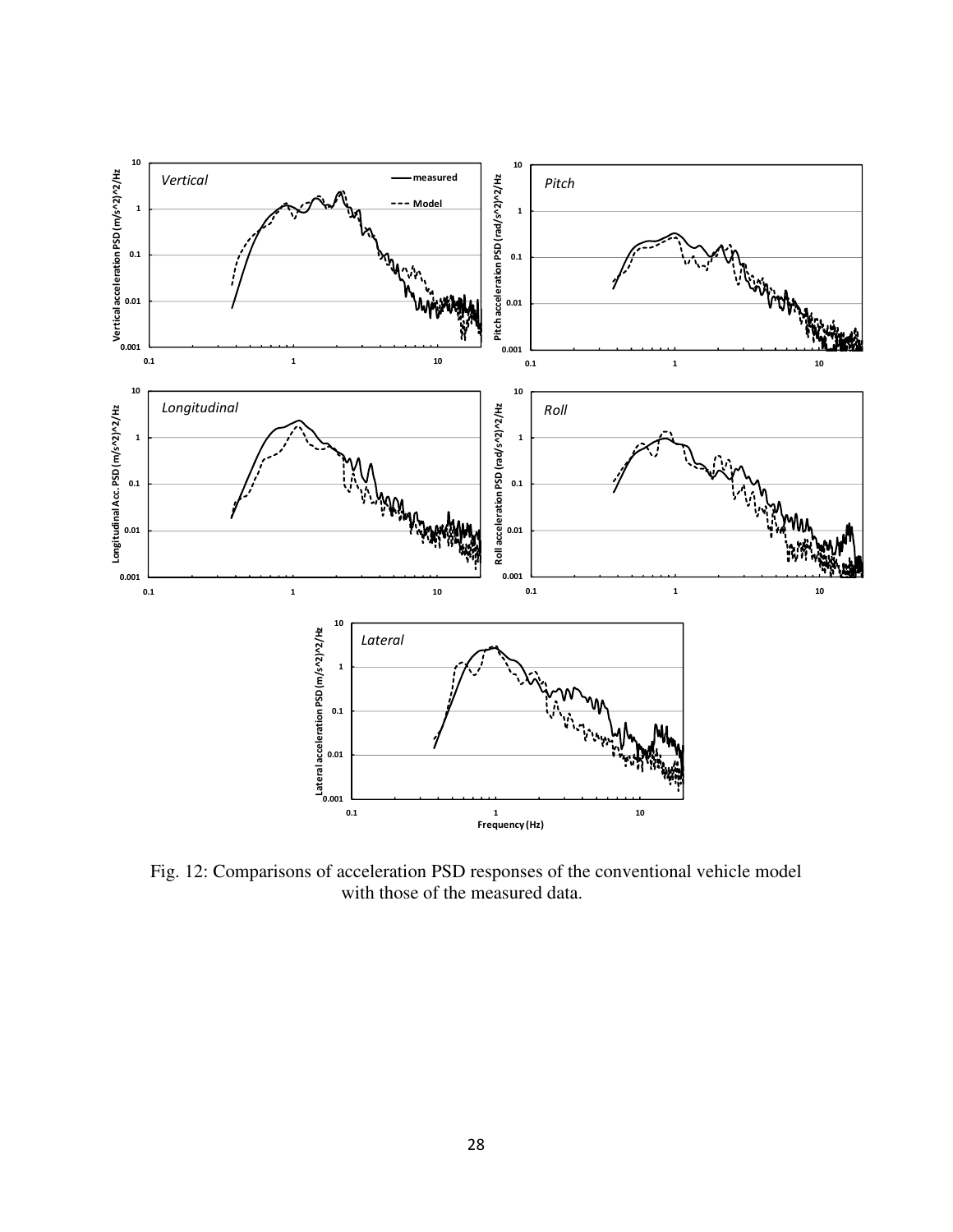Fig. 12: Comparisons of acceleration PSD responses of the conventional vehicle model with those of the measured data.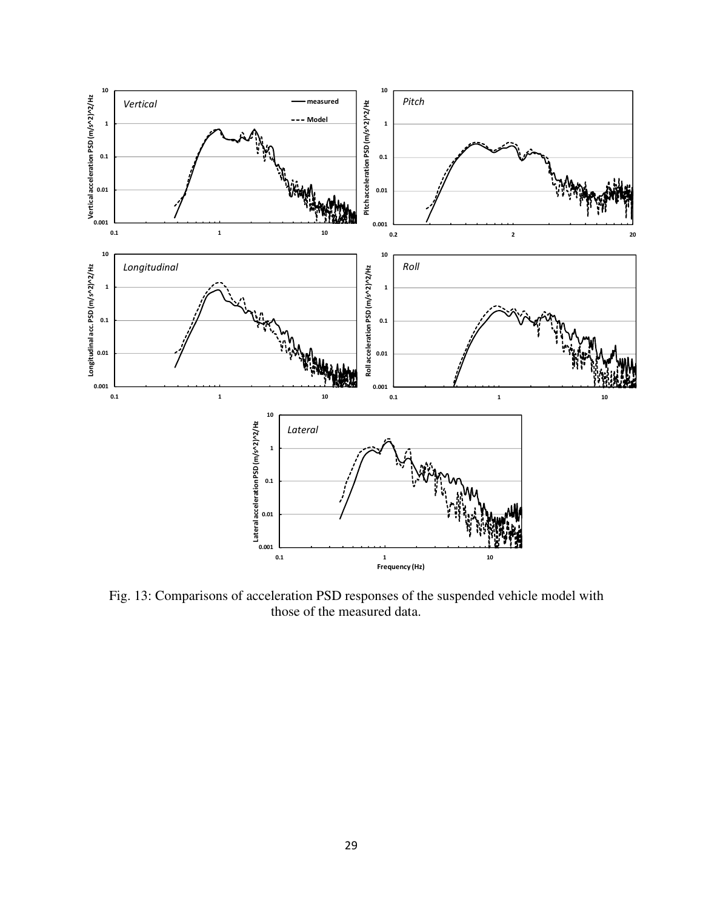Vertical

measured

Model

Vertical acceleration PSD (m/s^2)^2/Hz

10

1

0.1

0.01

0.001

0.1

1

10

Pitch

Pitch acceleration PSD (m/s^2)^2/Hz

10

1

0.1

0.01

0.001

0.2

2

20

Longitudinal

Longitudinal acc. PSD (m/s^2)^2/Hz

10

1

0.1

0.01

0.001

0.1

1

10

Roll

Roll acceleration PSD (m/s^2)^2/Hz

10

1

0.1

0.01

0.001

0.1

1

10

Lateral

Lateral acceleration PSD (m/s^2)^2/Hz

10

1

0.1

0.01

0.001

0.1

1

10

Frequency (Hz)

Fig. 13: Comparisons of acceleration PSD responses of the suspended vehicle model with those of the measured data.